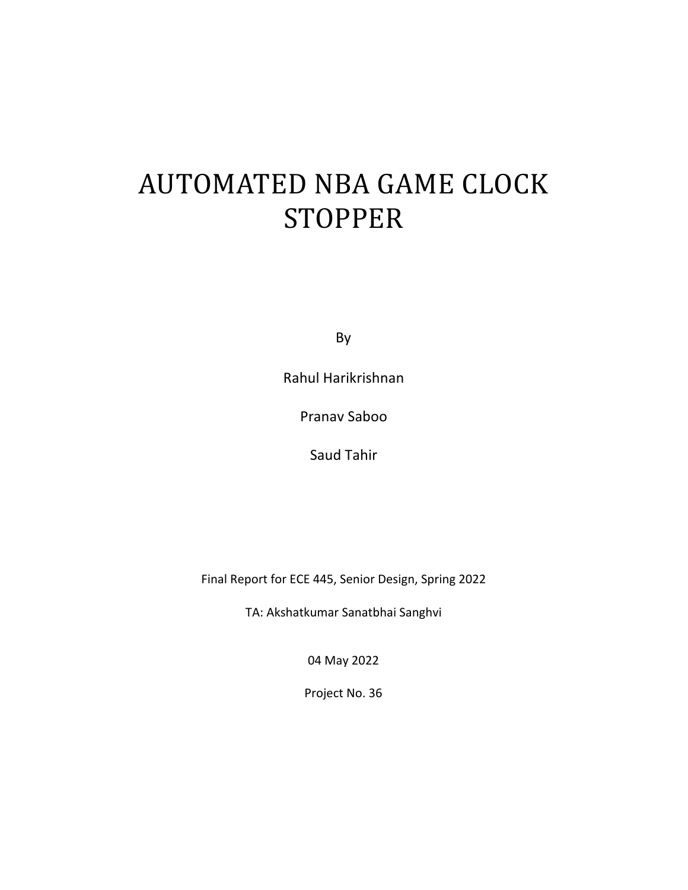# AUTOMATED NBA GAME CLOCK STOPPER

By

Rahul Harikrishnan

Pranav Saboo

Saud Tahir

Final Report for ECE 445, Senior Design, Spring 2022

TA: Akshatkumar Sanatbhai Sanghvi

04 May 2022

Project No. 36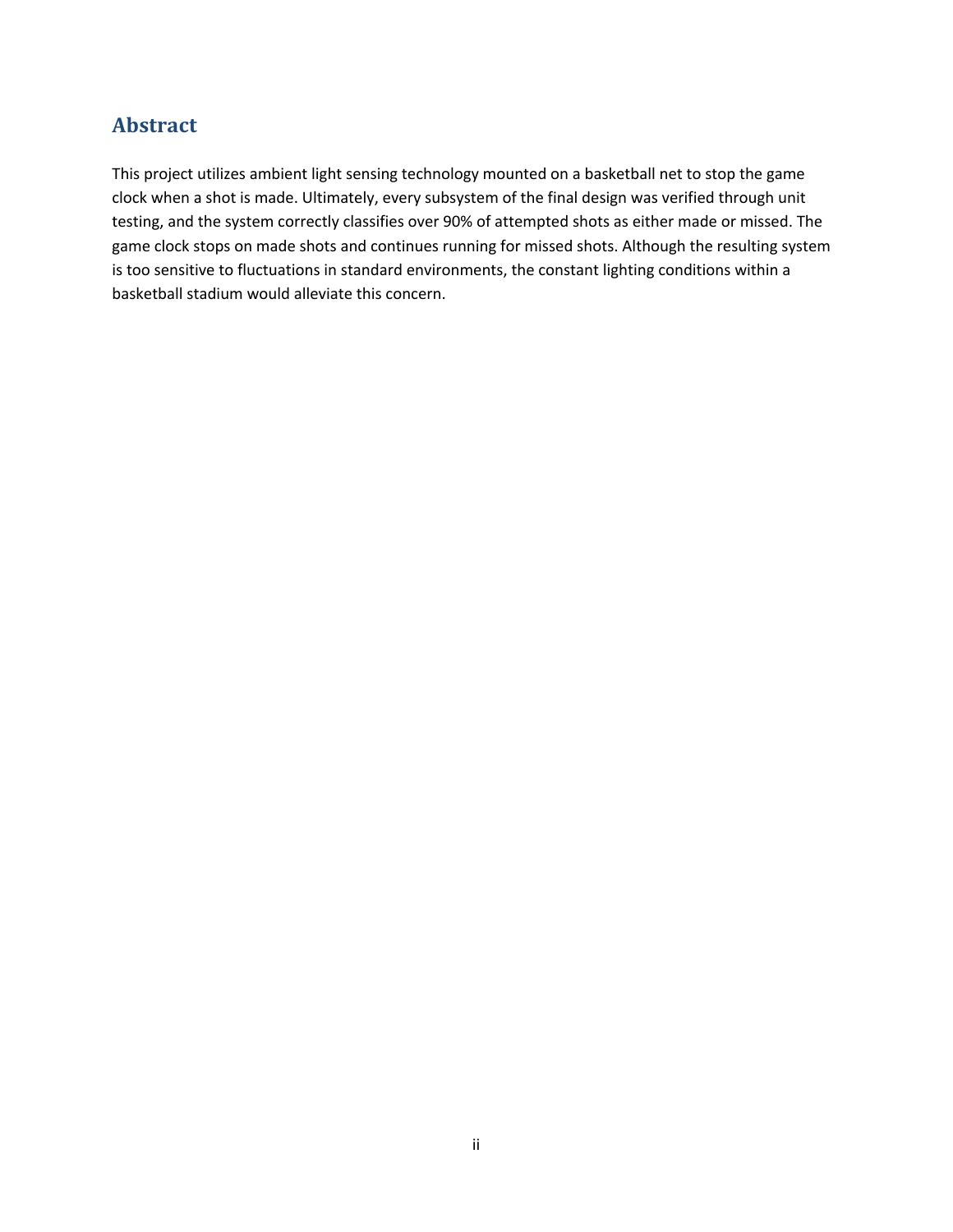## Abstract

This project utilizes ambient light sensing technology mounted on a basketball net to stop the game clock when a shot is made. Ultimately, every subsystem of the final design was verified through unit testing, and the system correctly classifies over 90% of attempted shots as either made or missed. The game clock stops on made shots and continues running for missed shots. Although the resulting system is too sensitive to fluctuations in standard environments, the constant lighting conditions within a basketball stadium would alleviate this concern.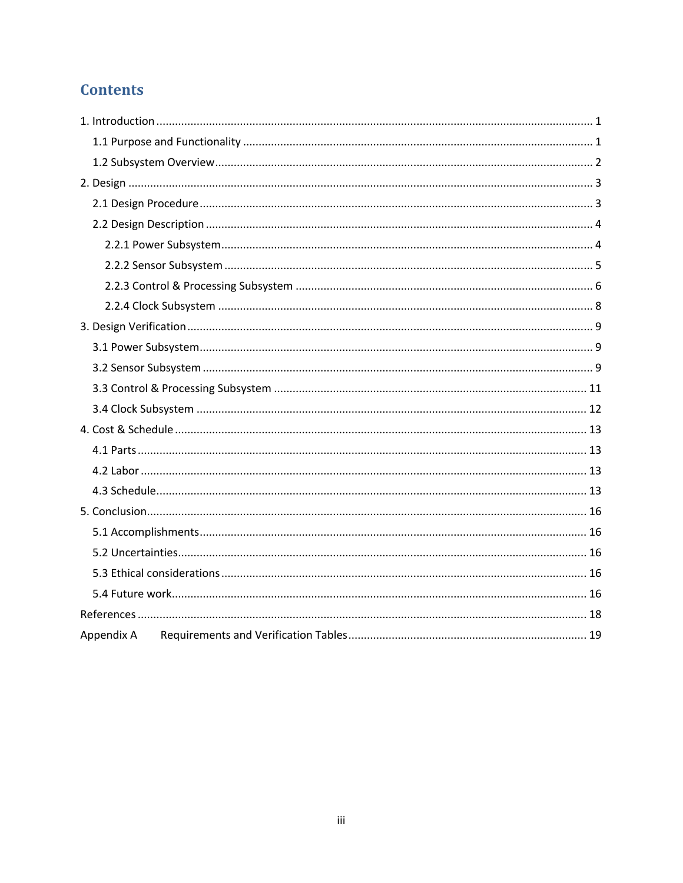## Contents

1. Introduction ........ 1
   - 1.1 Purpose and Functionality ........ 1
   - 1.2 Subsystem Overview ........ 2
2. Design ........ 3
   - 2.1 Design Procedure ........ 3
   - 2.2 Design Description ........ 4
     - 2.2.1 Power Subsystem ........ 4
     - 2.2.2 Sensor Subsystem ........ 5
     - 2.2.3 Control & Processing Subsystem ........ 6
     - 2.2.4 Clock Subsystem ........ 8
3. Design Verification ........ 9
   - 3.1 Power Subsystem ........ 9
   - 3.2 Sensor Subsystem ........ 9
   - 3.3 Control & Processing Subsystem ........ 11
   - 3.4 Clock Subsystem ........ 12
4. Cost & Schedule ........ 13
   - 4.1 Parts ........ 13
   - 4.2 Labor ........ 13
   - 4.3 Schedule ........ 13
5. Conclusion ........ 16
   - 5.1 Accomplishments ........ 16
   - 5.2 Uncertainties ........ 16
   - 5.3 Ethical considerations ........ 16
   - 5.4 Future work ........ 16

References ........ 18

Appendix A Requirements and Verification Tables ........ 19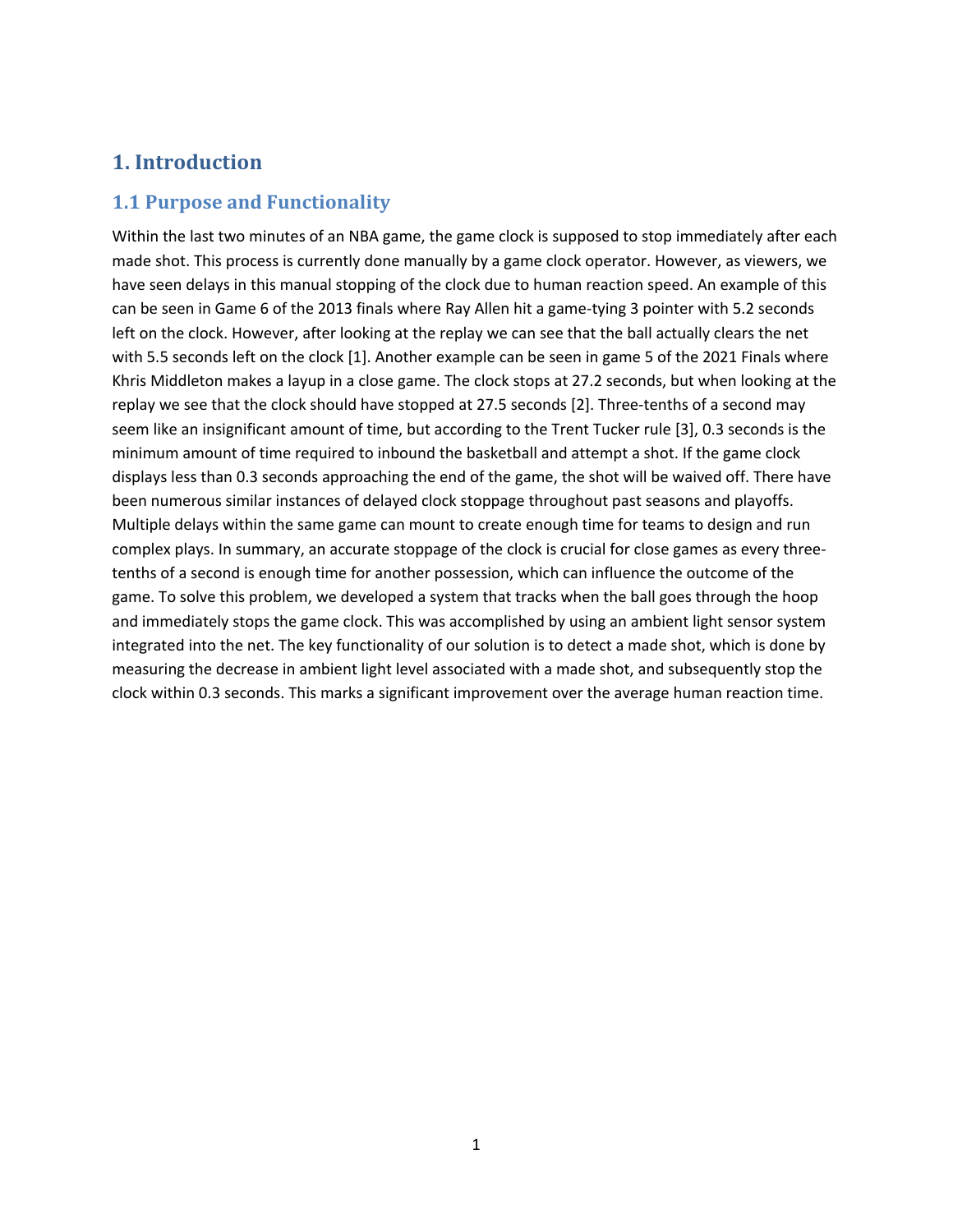# 1. Introduction

## 1.1 Purpose and Functionality

Within the last two minutes of an NBA game, the game clock is supposed to stop immediately after each made shot. This process is currently done manually by a game clock operator. However, as viewers, we have seen delays in this manual stopping of the clock due to human reaction speed. An example of this can be seen in Game 6 of the 2013 finals where Ray Allen hit a game-tying 3 pointer with 5.2 seconds left on the clock. However, after looking at the replay we can see that the ball actually clears the net with 5.5 seconds left on the clock [1]. Another example can be seen in game 5 of the 2021 Finals where Khris Middleton makes a layup in a close game. The clock stops at 27.2 seconds, but when looking at the replay we see that the clock should have stopped at 27.5 seconds [2]. Three-tenths of a second may seem like an insignificant amount of time, but according to the Trent Tucker rule [3], 0.3 seconds is the minimum amount of time required to inbound the basketball and attempt a shot. If the game clock displays less than 0.3 seconds approaching the end of the game, the shot will be waived off. There have been numerous similar instances of delayed clock stoppage throughout past seasons and playoffs. Multiple delays within the same game can mount to create enough time for teams to design and run complex plays. In summary, an accurate stoppage of the clock is crucial for close games as every three-tenths of a second is enough time for another possession, which can influence the outcome of the game. To solve this problem, we developed a system that tracks when the ball goes through the hoop and immediately stops the game clock. This was accomplished by using an ambient light sensor system integrated into the net. The key functionality of our solution is to detect a made shot, which is done by measuring the decrease in ambient light level associated with a made shot, and subsequently stop the clock within 0.3 seconds. This marks a significant improvement over the average human reaction time.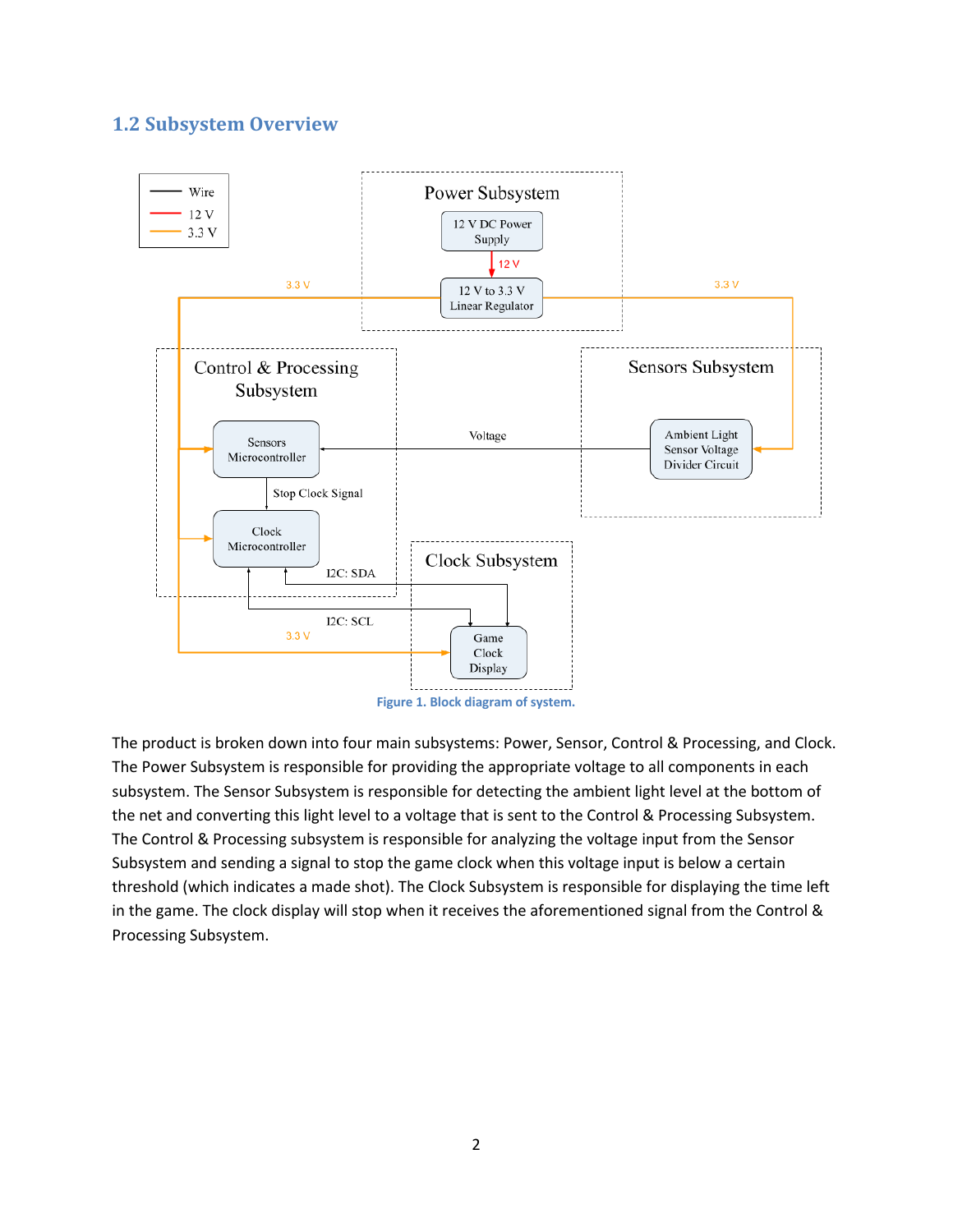## 1.2 Subsystem Overview

Figure 1. Block diagram of system.

The product is broken down into four main subsystems: Power, Sensor, Control & Processing, and Clock. The Power Subsystem is responsible for providing the appropriate voltage to all components in each subsystem. The Sensor Subsystem is responsible for detecting the ambient light level at the bottom of the net and converting this light level to a voltage that is sent to the Control & Processing Subsystem. The Control & Processing subsystem is responsible for analyzing the voltage input from the Sensor Subsystem and sending a signal to stop the game clock when this voltage input is below a certain threshold (which indicates a made shot). The Clock Subsystem is responsible for displaying the time left in the game. The clock display will stop when it receives the aforementioned signal from the Control & Processing Subsystem.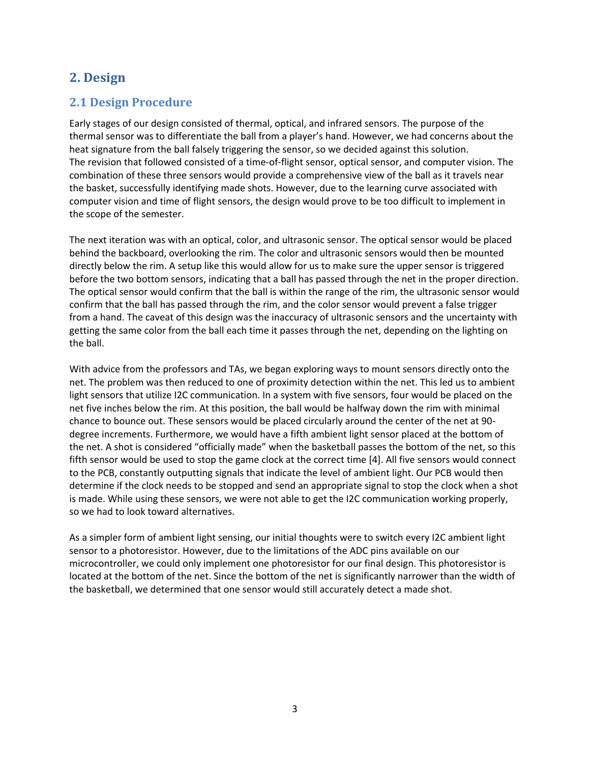## 2. Design

### 2.1 Design Procedure

Early stages of our design consisted of thermal, optical, and infrared sensors. The purpose of the thermal sensor was to differentiate the ball from a player's hand. However, we had concerns about the heat signature from the ball falsely triggering the sensor, so we decided against this solution. The revision that followed consisted of a time-of-flight sensor, optical sensor, and computer vision. The combination of these three sensors would provide a comprehensive view of the ball as it travels near the basket, successfully identifying made shots. However, due to the learning curve associated with computer vision and time of flight sensors, the design would prove to be too difficult to implement in the scope of the semester.

The next iteration was with an optical, color, and ultrasonic sensor. The optical sensor would be placed behind the backboard, overlooking the rim. The color and ultrasonic sensors would then be mounted directly below the rim. A setup like this would allow for us to make sure the upper sensor is triggered before the two bottom sensors, indicating that a ball has passed through the net in the proper direction. The optical sensor would confirm that the ball is within the range of the rim, the ultrasonic sensor would confirm that the ball has passed through the rim, and the color sensor would prevent a false trigger from a hand. The caveat of this design was the inaccuracy of ultrasonic sensors and the uncertainty with getting the same color from the ball each time it passes through the net, depending on the lighting on the ball.

With advice from the professors and TAs, we began exploring ways to mount sensors directly onto the net. The problem was then reduced to one of proximity detection within the net. This led us to ambient light sensors that utilize I2C communication. In a system with five sensors, four would be placed on the net five inches below the rim. At this position, the ball would be halfway down the rim with minimal chance to bounce out. These sensors would be placed circularly around the center of the net at 90-degree increments. Furthermore, we would have a fifth ambient light sensor placed at the bottom of the net. A shot is considered "officially made" when the basketball passes the bottom of the net, so this fifth sensor would be used to stop the game clock at the correct time [4]. All five sensors would connect to the PCB, constantly outputting signals that indicate the level of ambient light. Our PCB would then determine if the clock needs to be stopped and send an appropriate signal to stop the clock when a shot is made. While using these sensors, we were not able to get the I2C communication working properly, so we had to look toward alternatives.

As a simpler form of ambient light sensing, our initial thoughts were to switch every I2C ambient light sensor to a photoresistor. However, due to the limitations of the ADC pins available on our microcontroller, we could only implement one photoresistor for our final design. This photoresistor is located at the bottom of the net. Since the bottom of the net is significantly narrower than the width of the basketball, we determined that one sensor would still accurately detect a made shot.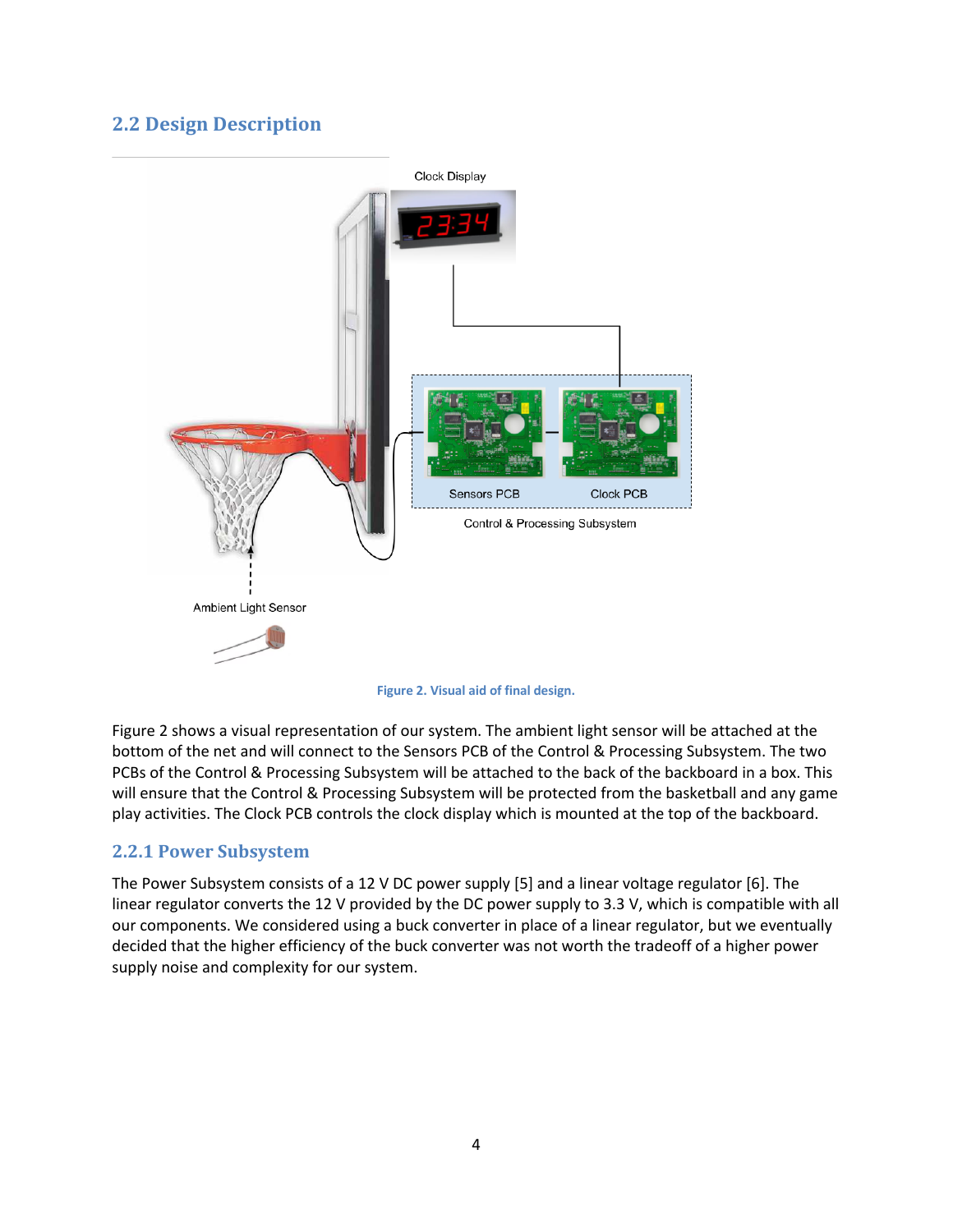## 2.2 Design Description

Figure 2. Visual aid of final design.

Figure 2 shows a visual representation of our system. The ambient light sensor will be attached at the bottom of the net and will connect to the Sensors PCB of the Control & Processing Subsystem. The two PCBs of the Control & Processing Subsystem will be attached to the back of the backboard in a box. This will ensure that the Control & Processing Subsystem will be protected from the basketball and any game play activities. The Clock PCB controls the clock display which is mounted at the top of the backboard.

### 2.2.1 Power Subsystem

The Power Subsystem consists of a 12 V DC power supply [5] and a linear voltage regulator [6]. The linear regulator converts the 12 V provided by the DC power supply to 3.3 V, which is compatible with all our components. We considered using a buck converter in place of a linear regulator, but we eventually decided that the higher efficiency of the buck converter was not worth the tradeoff of a higher power supply noise and complexity for our system.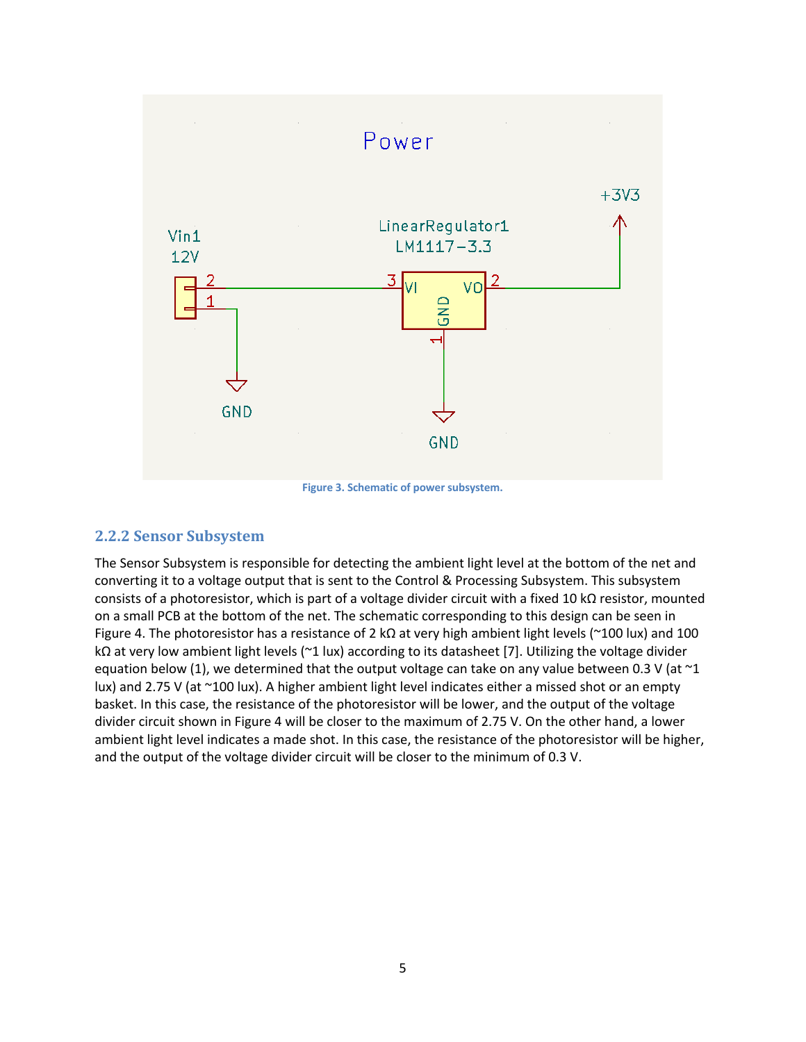Figure 3. Schematic of power subsystem.

### 2.2.2 Sensor Subsystem

The Sensor Subsystem is responsible for detecting the ambient light level at the bottom of the net and converting it to a voltage output that is sent to the Control & Processing Subsystem. This subsystem consists of a photoresistor, which is part of a voltage divider circuit with a fixed 10 kΩ resistor, mounted on a small PCB at the bottom of the net. The schematic corresponding to this design can be seen in Figure 4. The photoresistor has a resistance of 2 kΩ at very high ambient light levels (~100 lux) and 100 kΩ at very low ambient light levels (~1 lux) according to its datasheet [7]. Utilizing the voltage divider equation below (1), we determined that the output voltage can take on any value between 0.3 V (at ~1 lux) and 2.75 V (at ~100 lux). A higher ambient light level indicates either a missed shot or an empty basket. In this case, the resistance of the photoresistor will be lower, and the output of the voltage divider circuit shown in Figure 4 will be closer to the maximum of 2.75 V. On the other hand, a lower ambient light level indicates a made shot. In this case, the resistance of the photoresistor will be higher, and the output of the voltage divider circuit will be closer to the minimum of 0.3 V.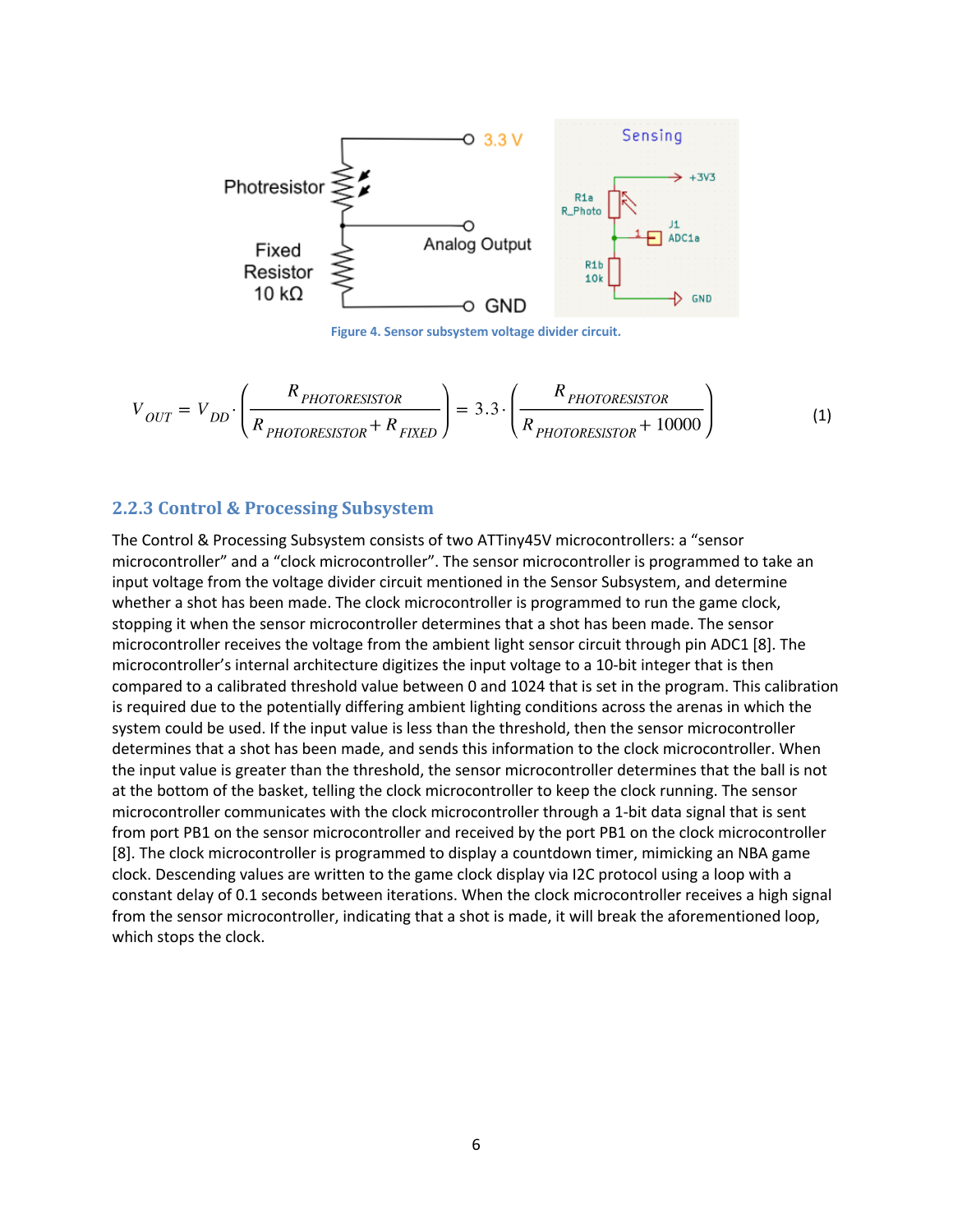Figure 4. Sensor subsystem voltage divider circuit.

$$V_{OUT} = V_{DD} \cdot \left( \frac{R_{PHOTORESISTOR}}{R_{PHOTORESISTOR} + R_{FIXED}} \right) = 3.3 \cdot \left( \frac{R_{PHOTORESISTOR}}{R_{PHOTORESISTOR} + 10000} \right) \quad (1)$$

### 2.2.3 Control & Processing Subsystem

The Control & Processing Subsystem consists of two ATTiny45V microcontrollers: a "sensor microcontroller" and a "clock microcontroller". The sensor microcontroller is programmed to take an input voltage from the voltage divider circuit mentioned in the Sensor Subsystem, and determine whether a shot has been made. The clock microcontroller is programmed to run the game clock, stopping it when the sensor microcontroller determines that a shot has been made. The sensor microcontroller receives the voltage from the ambient light sensor circuit through pin ADC1 [8]. The microcontroller's internal architecture digitizes the input voltage to a 10-bit integer that is then compared to a calibrated threshold value between 0 and 1024 that is set in the program. This calibration is required due to the potentially differing ambient lighting conditions across the arenas in which the system could be used. If the input value is less than the threshold, then the sensor microcontroller determines that a shot has been made, and sends this information to the clock microcontroller. When the input value is greater than the threshold, the sensor microcontroller determines that the ball is not at the bottom of the basket, telling the clock microcontroller to keep the clock running. The sensor microcontroller communicates with the clock microcontroller through a 1-bit data signal that is sent from port PB1 on the sensor microcontroller and received by the port PB1 on the clock microcontroller [8]. The clock microcontroller is programmed to display a countdown timer, mimicking an NBA game clock. Descending values are written to the game clock display via I2C protocol using a loop with a constant delay of 0.1 seconds between iterations. When the clock microcontroller receives a high signal from the sensor microcontroller, indicating that a shot is made, it will break the aforementioned loop, which stops the clock.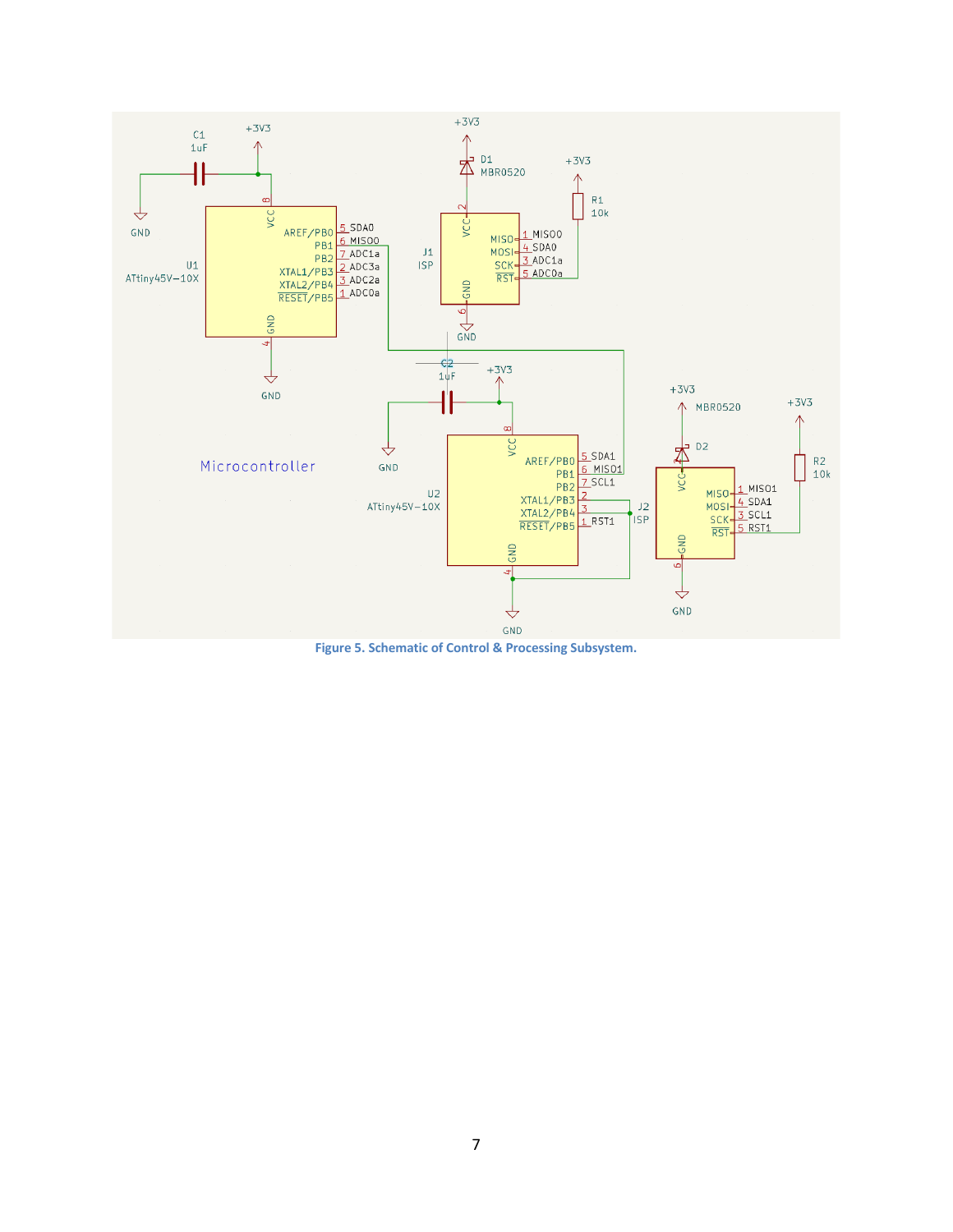Figure 5. Schematic of Control & Processing Subsystem.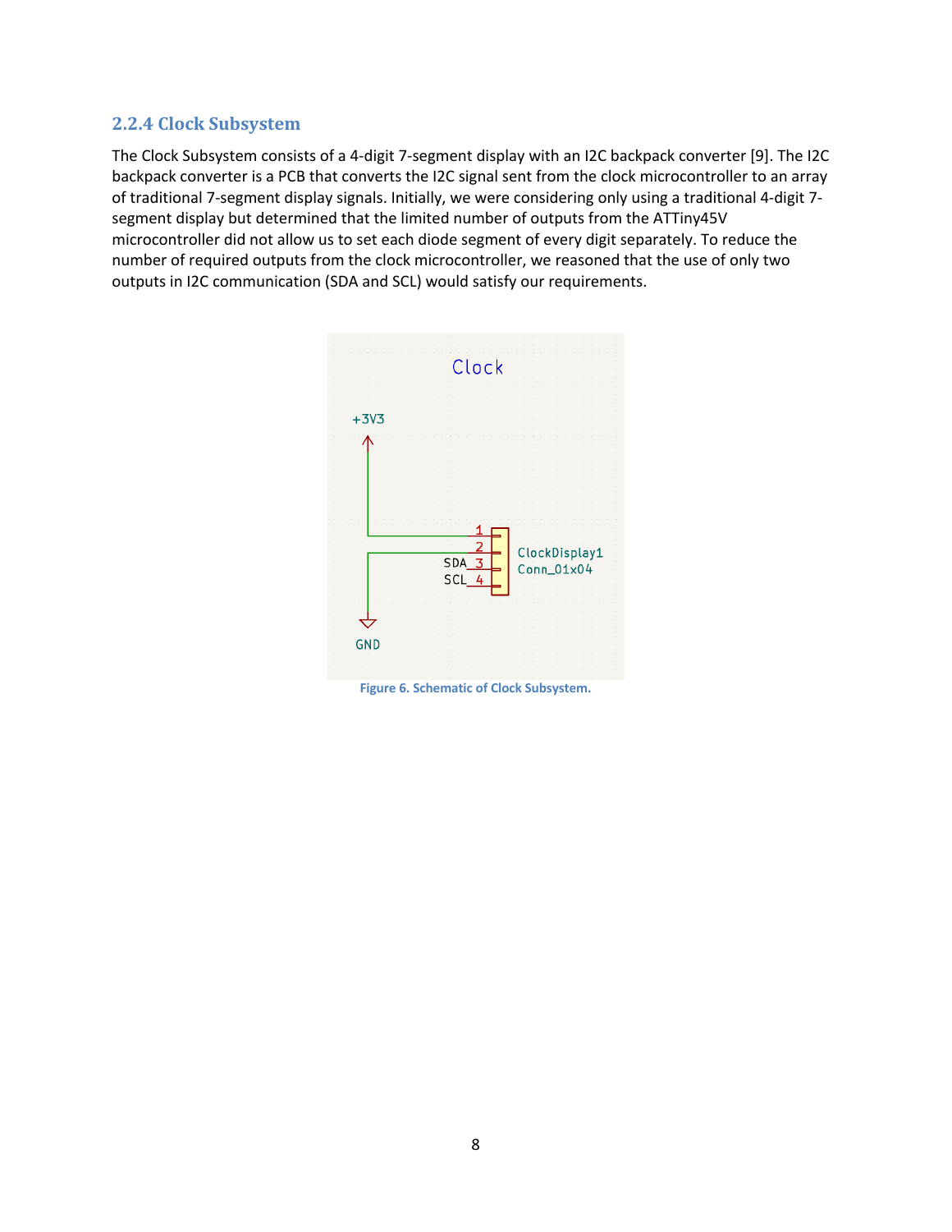### 2.2.4 Clock Subsystem

The Clock Subsystem consists of a 4-digit 7-segment display with an I2C backpack converter [9]. The I2C backpack converter is a PCB that converts the I2C signal sent from the clock microcontroller to an array of traditional 7-segment display signals. Initially, we were considering only using a traditional 4-digit 7-segment display but determined that the limited number of outputs from the ATTiny45V microcontroller did not allow us to set each diode segment of every digit separately. To reduce the number of required outputs from the clock microcontroller, we reasoned that the use of only two outputs in I2C communication (SDA and SCL) would satisfy our requirements.

Figure 6. Schematic of Clock Subsystem.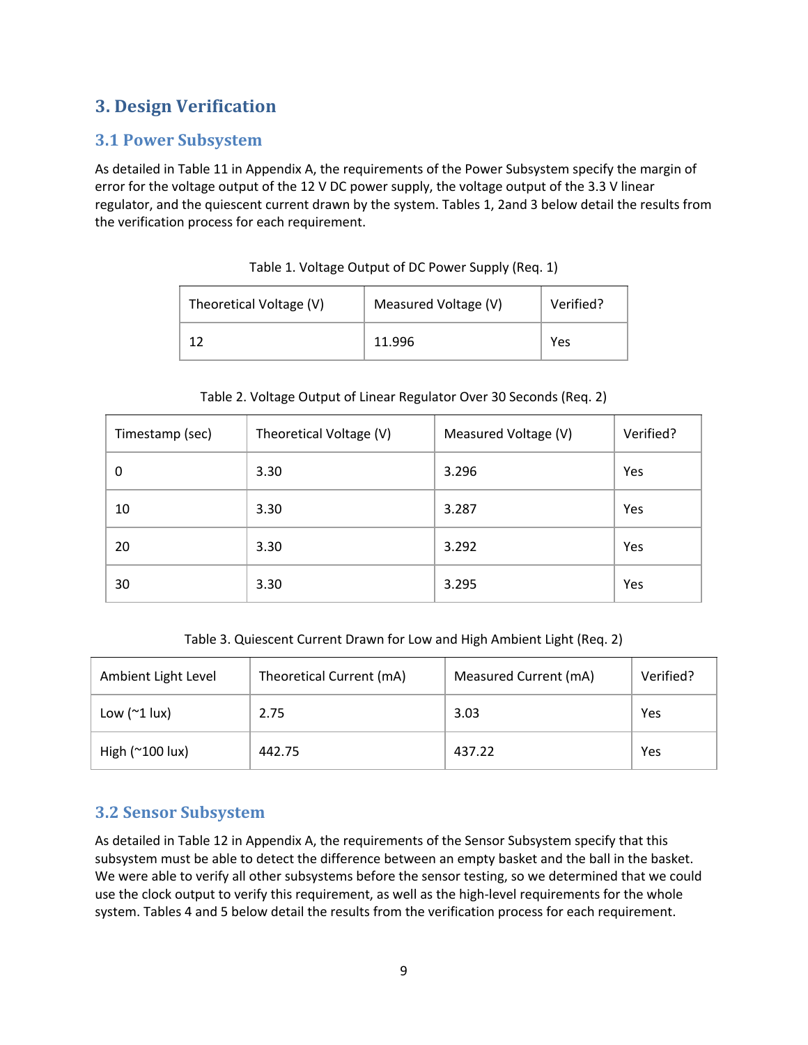## 3. Design Verification

### 3.1 Power Subsystem

As detailed in Table 11 in Appendix A, the requirements of the Power Subsystem specify the margin of error for the voltage output of the 12 V DC power supply, the voltage output of the 3.3 V linear regulator, and the quiescent current drawn by the system. Tables 1, 2and 3 below detail the results from the verification process for each requirement.

Table 1. Voltage Output of DC Power Supply (Req. 1)

| Theoretical Voltage (V) | Measured Voltage (V) | Verified? |
|---|---|---|
| 12 | 11.996 | Yes |

Table 2. Voltage Output of Linear Regulator Over 30 Seconds (Req. 2)

| Timestamp (sec) | Theoretical Voltage (V) | Measured Voltage (V) | Verified? |
|---|---|---|---|
| 0 | 3.30 | 3.296 | Yes |
| 10 | 3.30 | 3.287 | Yes |
| 20 | 3.30 | 3.292 | Yes |
| 30 | 3.30 | 3.295 | Yes |

Table 3. Quiescent Current Drawn for Low and High Ambient Light (Req. 2)

| Ambient Light Level | Theoretical Current (mA) | Measured Current (mA) | Verified? |
|---|---|---|---|
| Low (~1 lux) | 2.75 | 3.03 | Yes |
| High (~100 lux) | 442.75 | 437.22 | Yes |

### 3.2 Sensor Subsystem

As detailed in Table 12 in Appendix A, the requirements of the Sensor Subsystem specify that this subsystem must be able to detect the difference between an empty basket and the ball in the basket. We were able to verify all other subsystems before the sensor testing, so we determined that we could use the clock output to verify this requirement, as well as the high-level requirements for the whole system. Tables 4 and 5 below detail the results from the verification process for each requirement.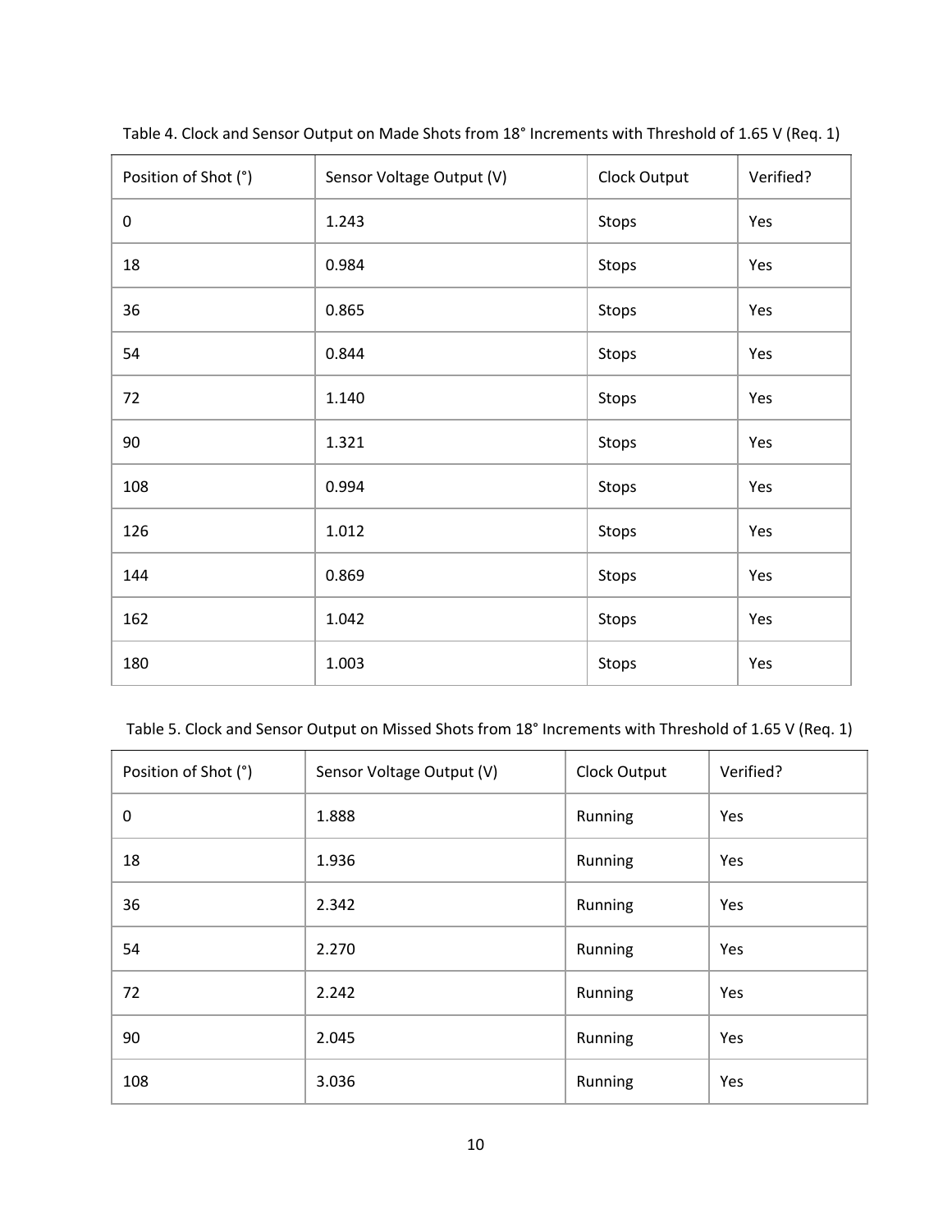Table 4. Clock and Sensor Output on Made Shots from 18° Increments with Threshold of 1.65 V (Req. 1)

| Position of Shot (°) | Sensor Voltage Output (V) | Clock Output | Verified? |
| --- | --- | --- | --- |
| 0 | 1.243 | Stops | Yes |
| 18 | 0.984 | Stops | Yes |
| 36 | 0.865 | Stops | Yes |
| 54 | 0.844 | Stops | Yes |
| 72 | 1.140 | Stops | Yes |
| 90 | 1.321 | Stops | Yes |
| 108 | 0.994 | Stops | Yes |
| 126 | 1.012 | Stops | Yes |
| 144 | 0.869 | Stops | Yes |
| 162 | 1.042 | Stops | Yes |
| 180 | 1.003 | Stops | Yes |

Table 5. Clock and Sensor Output on Missed Shots from 18° Increments with Threshold of 1.65 V (Req. 1)

| Position of Shot (°) | Sensor Voltage Output (V) | Clock Output | Verified? |
| --- | --- | --- | --- |
| 0 | 1.888 | Running | Yes |
| 18 | 1.936 | Running | Yes |
| 36 | 2.342 | Running | Yes |
| 54 | 2.270 | Running | Yes |
| 72 | 2.242 | Running | Yes |
| 90 | 2.045 | Running | Yes |
| 108 | 3.036 | Running | Yes |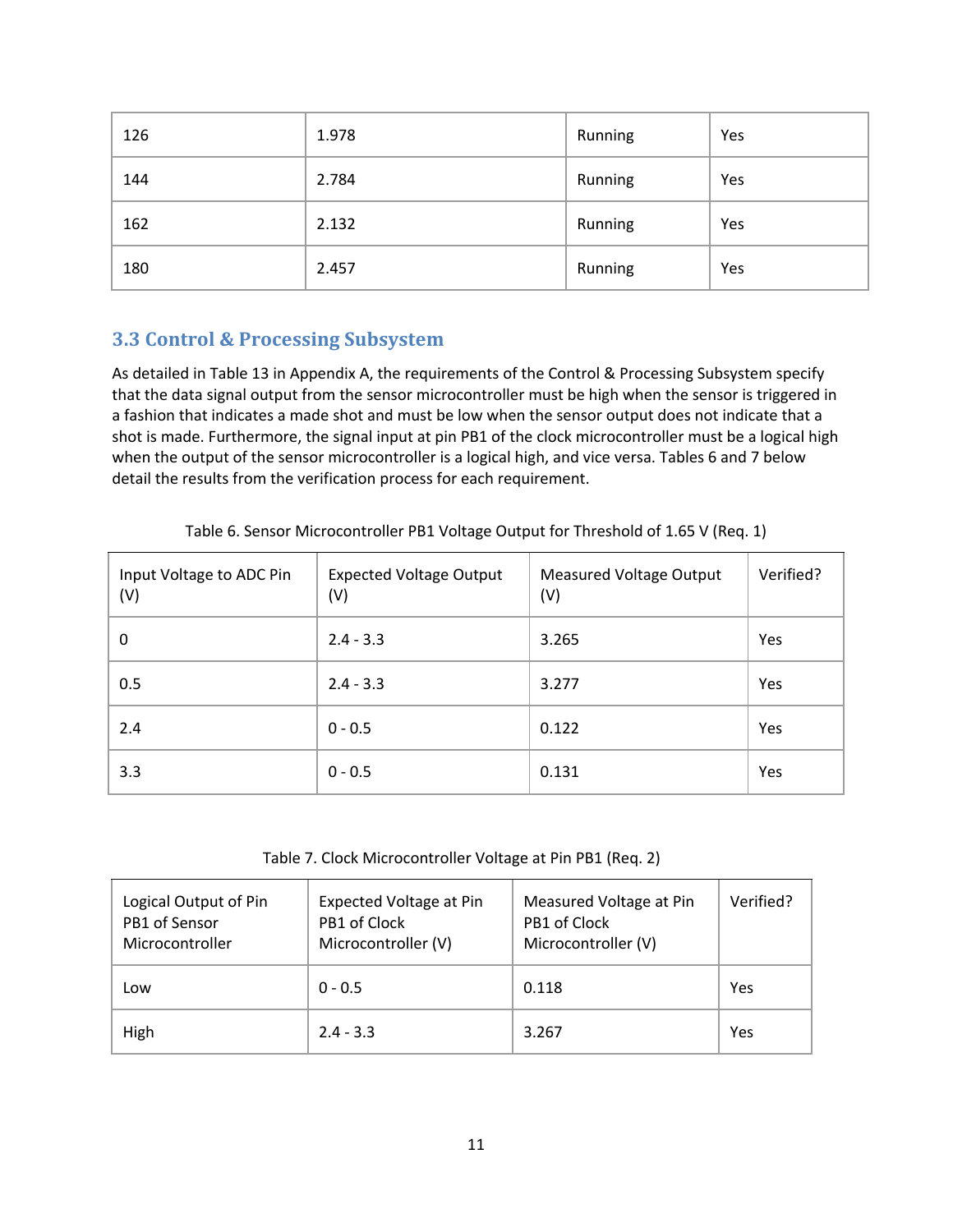| 126 | 1.978 | Running | Yes |
| --- | --- | --- | --- |
| 144 | 2.784 | Running | Yes |
| 162 | 2.132 | Running | Yes |
| 180 | 2.457 | Running | Yes |

## 3.3 Control & Processing Subsystem

As detailed in Table 13 in Appendix A, the requirements of the Control & Processing Subsystem specify that the data signal output from the sensor microcontroller must be high when the sensor is triggered in a fashion that indicates a made shot and must be low when the sensor output does not indicate that a shot is made. Furthermore, the signal input at pin PB1 of the clock microcontroller must be a logical high when the output of the sensor microcontroller is a logical high, and vice versa. Tables 6 and 7 below detail the results from the verification process for each requirement.

Table 6. Sensor Microcontroller PB1 Voltage Output for Threshold of 1.65 V (Req. 1)

| Input Voltage to ADC Pin (V) | Expected Voltage Output (V) | Measured Voltage Output (V) | Verified? |
| --- | --- | --- | --- |
| 0 | 2.4 - 3.3 | 3.265 | Yes |
| 0.5 | 2.4 - 3.3 | 3.277 | Yes |
| 2.4 | 0 - 0.5 | 0.122 | Yes |
| 3.3 | 0 - 0.5 | 0.131 | Yes |

Table 7. Clock Microcontroller Voltage at Pin PB1 (Req. 2)

| Logical Output of Pin PB1 of Sensor Microcontroller | Expected Voltage at Pin PB1 of Clock Microcontroller (V) | Measured Voltage at Pin PB1 of Clock Microcontroller (V) | Verified? |
| --- | --- | --- | --- |
| Low | 0 - 0.5 | 0.118 | Yes |
| High | 2.4 - 3.3 | 3.267 | Yes |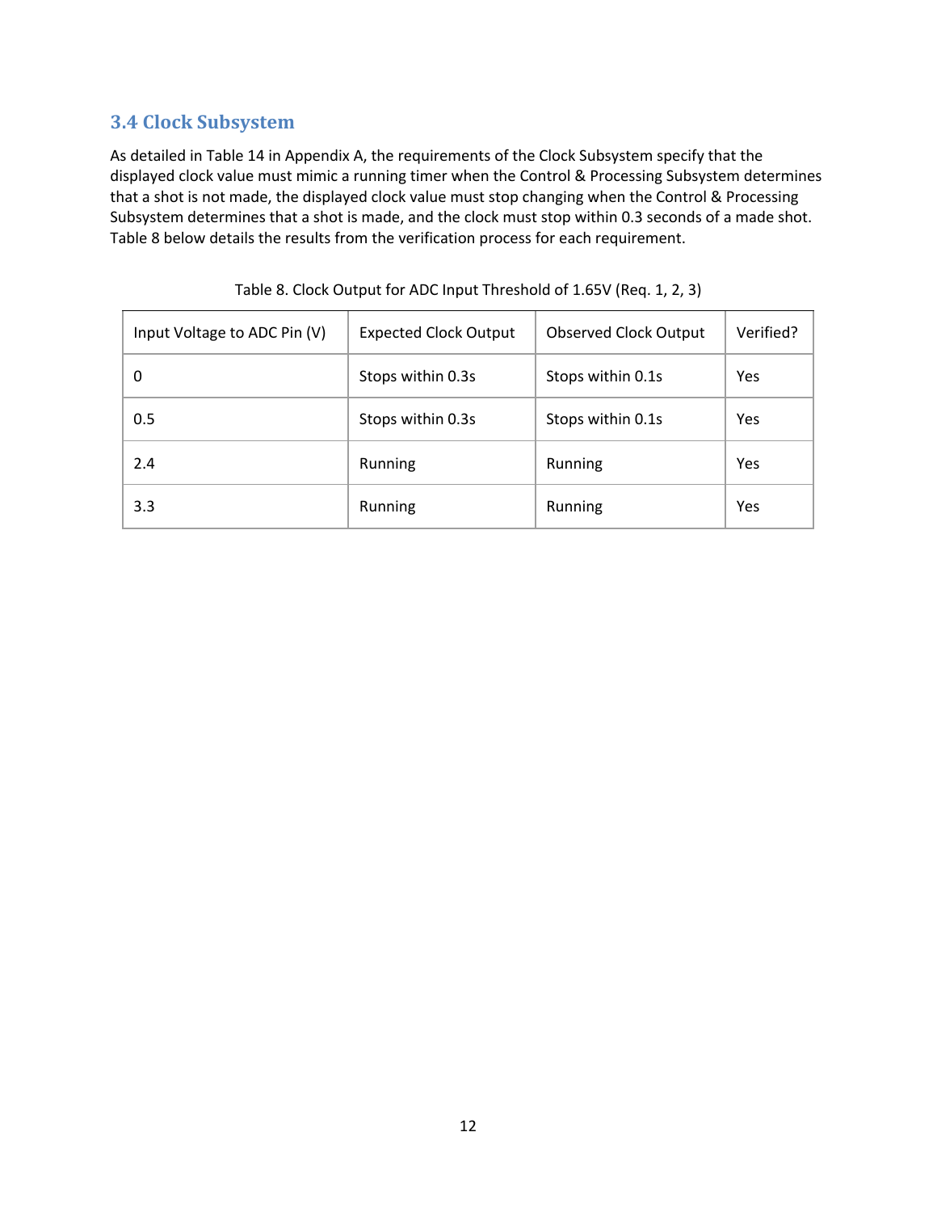### 3.4 Clock Subsystem

As detailed in Table 14 in Appendix A, the requirements of the Clock Subsystem specify that the displayed clock value must mimic a running timer when the Control & Processing Subsystem determines that a shot is not made, the displayed clock value must stop changing when the Control & Processing Subsystem determines that a shot is made, and the clock must stop within 0.3 seconds of a made shot. Table 8 below details the results from the verification process for each requirement.

Table 8. Clock Output for ADC Input Threshold of 1.65V (Req. 1, 2, 3)

| Input Voltage to ADC Pin (V) | Expected Clock Output | Observed Clock Output | Verified? |
|---|---|---|---|
| 0 | Stops within 0.3s | Stops within 0.1s | Yes |
| 0.5 | Stops within 0.3s | Stops within 0.1s | Yes |
| 2.4 | Running | Running | Yes |
| 3.3 | Running | Running | Yes |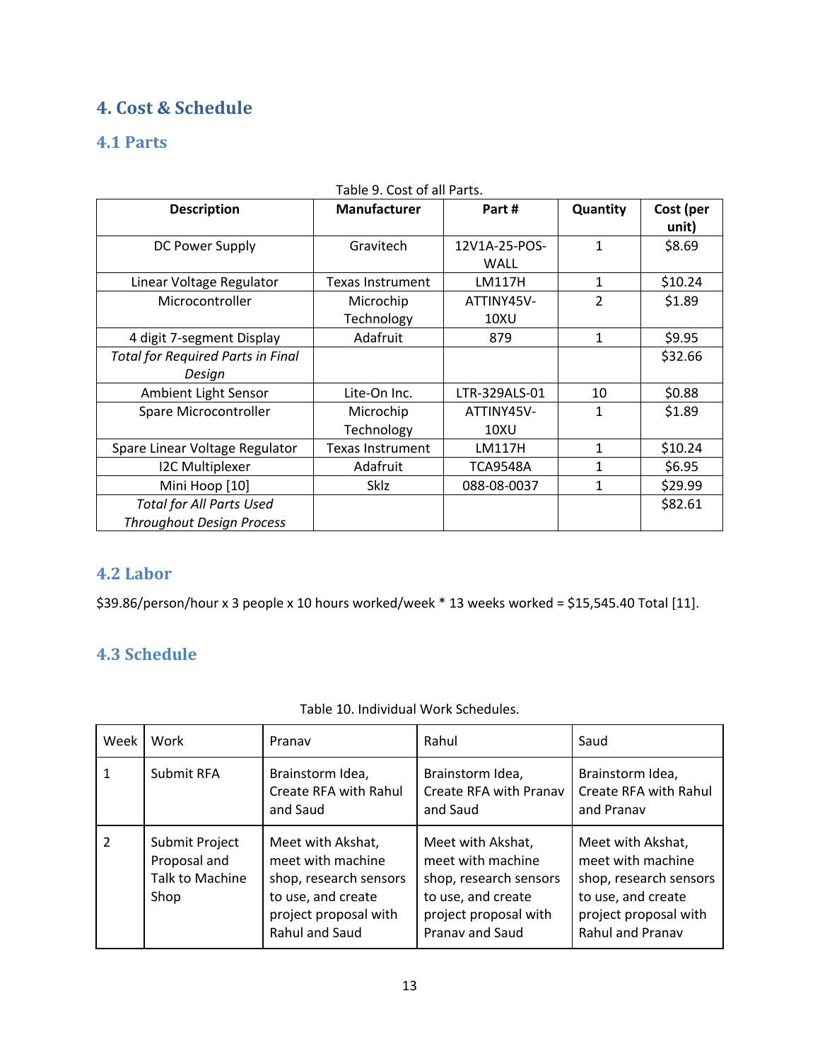## 4. Cost & Schedule

### 4.1 Parts

Table 9. Cost of all Parts.

| Description | Manufacturer | Part # | Quantity | Cost (per unit) |
|---|---|---|---|---|
| DC Power Supply | Gravitech | 12V1A-25-POS-WALL | 1 | $8.69 |
| Linear Voltage Regulator | Texas Instrument | LM117H | 1 | $10.24 |
| Microcontroller | Microchip Technology | ATTINY45V-10XU | 2 | $1.89 |
| 4 digit 7-segment Display | Adafruit | 879 | 1 | $9.95 |
| *Total for Required Parts in Final Design* | | | | $32.66 |
| Ambient Light Sensor | Lite-On Inc. | LTR-329ALS-01 | 10 | $0.88 |
| Spare Microcontroller | Microchip Technology | ATTINY45V-10XU | 1 | $1.89 |
| Spare Linear Voltage Regulator | Texas Instrument | LM117H | 1 | $10.24 |
| I2C Multiplexer | Adafruit | TCA9548A | 1 | $6.95 |
| Mini Hoop [10] | Sklz | 088-08-0037 | 1 | $29.99 |
| *Total for All Parts Used Throughout Design Process* | | | | $82.61 |

### 4.2 Labor

$39.86/person/hour x 3 people x 10 hours worked/week * 13 weeks worked = $15,545.40 Total [11].

### 4.3 Schedule

Table 10. Individual Work Schedules.

| Week | Work | Pranav | Rahul | Saud |
|---|---|---|---|---|
| 1 | Submit RFA | Brainstorm Idea, Create RFA with Rahul and Saud | Brainstorm Idea, Create RFA with Pranav and Saud | Brainstorm Idea, Create RFA with Rahul and Pranav |
| 2 | Submit Project Proposal and Talk to Machine Shop | Meet with Akshat, meet with machine shop, research sensors to use, and create project proposal with Rahul and Saud | Meet with Akshat, meet with machine shop, research sensors to use, and create project proposal with Pranav and Saud | Meet with Akshat, meet with machine shop, research sensors to use, and create project proposal with Rahul and Pranav |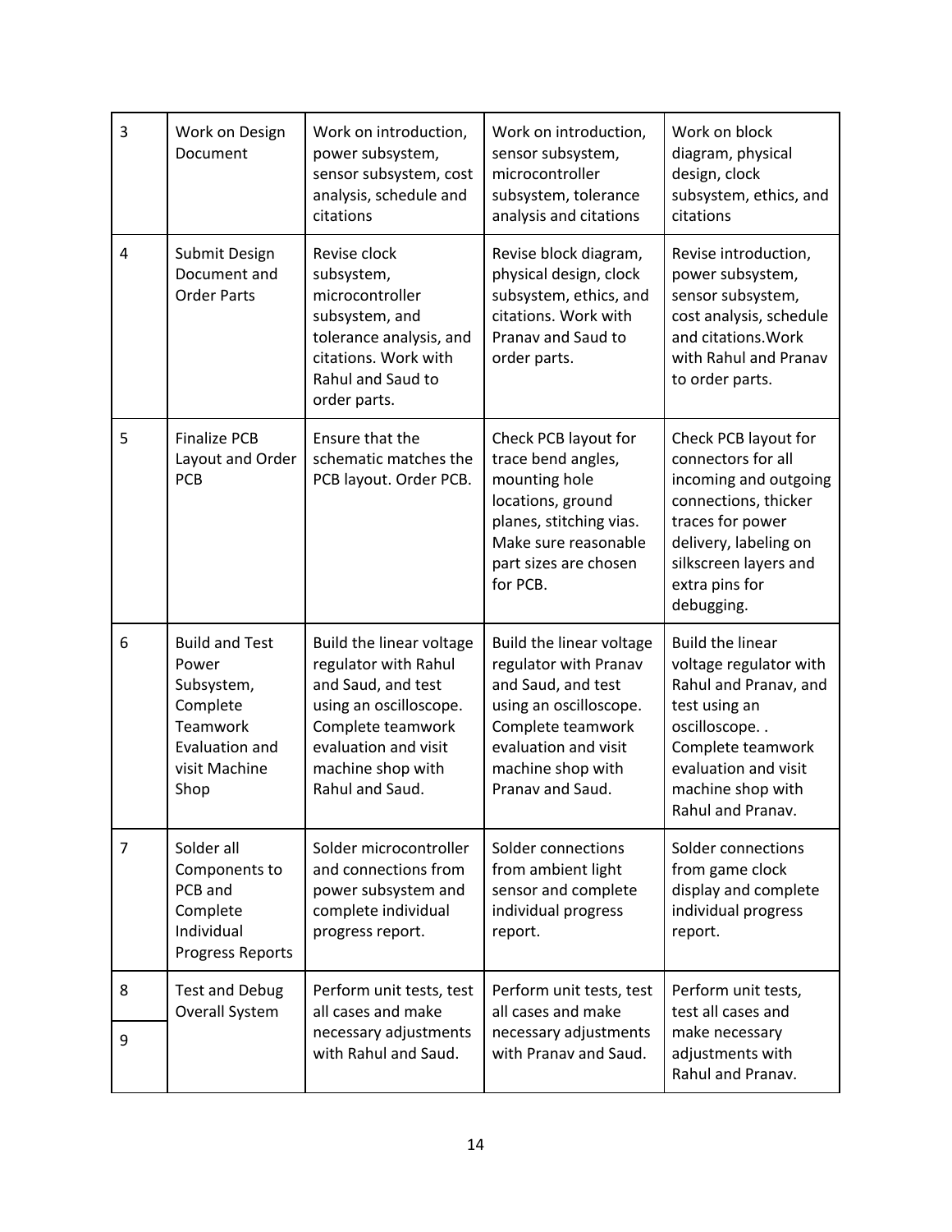| 3 | Work on Design Document | Work on introduction, power subsystem, sensor subsystem, cost analysis, schedule and citations | Work on introduction, sensor subsystem, microcontroller subsystem, tolerance analysis and citations | Work on block diagram, physical design, clock subsystem, ethics, and citations |
|---|---|---|---|---|
| 4 | Submit Design Document and Order Parts | Revise clock subsystem, microcontroller subsystem, and tolerance analysis, and citations. Work with Rahul and Saud to order parts. | Revise block diagram, physical design, clock subsystem, ethics, and citations. Work with Pranav and Saud to order parts. | Revise introduction, power subsystem, sensor subsystem, cost analysis, schedule and citations.Work with Rahul and Pranav to order parts. |
| 5 | Finalize PCB Layout and Order PCB | Ensure that the schematic matches the PCB layout. Order PCB. | Check PCB layout for trace bend angles, mounting hole locations, ground planes, stitching vias. Make sure reasonable part sizes are chosen for PCB. | Check PCB layout for connectors for all incoming and outgoing connections, thicker traces for power delivery, labeling on silkscreen layers and extra pins for debugging. |
| 6 | Build and Test Power Subsystem, Complete Teamwork Evaluation and visit Machine Shop | Build the linear voltage regulator with Rahul and Saud, and test using an oscilloscope. Complete teamwork evaluation and visit machine shop with Rahul and Saud. | Build the linear voltage regulator with Pranav and Saud, and test using an oscilloscope. Complete teamwork evaluation and visit machine shop with Pranav and Saud. | Build the linear voltage regulator with Rahul and Pranav, and test using an oscilloscope. . Complete teamwork evaluation and visit machine shop with Rahul and Pranav. |
| 7 | Solder all Components to PCB and Complete Individual Progress Reports | Solder microcontroller and connections from power subsystem and complete individual progress report. | Solder connections from ambient light sensor and complete individual progress report. | Solder connections from game clock display and complete individual progress report. |
| 8 | Test and Debug Overall System | Perform unit tests, test all cases and make necessary adjustments with Rahul and Saud. | Perform unit tests, test all cases and make necessary adjustments with Pranav and Saud. | Perform unit tests, test all cases and make necessary adjustments with Rahul and Pranav. |
| 9 | | | | |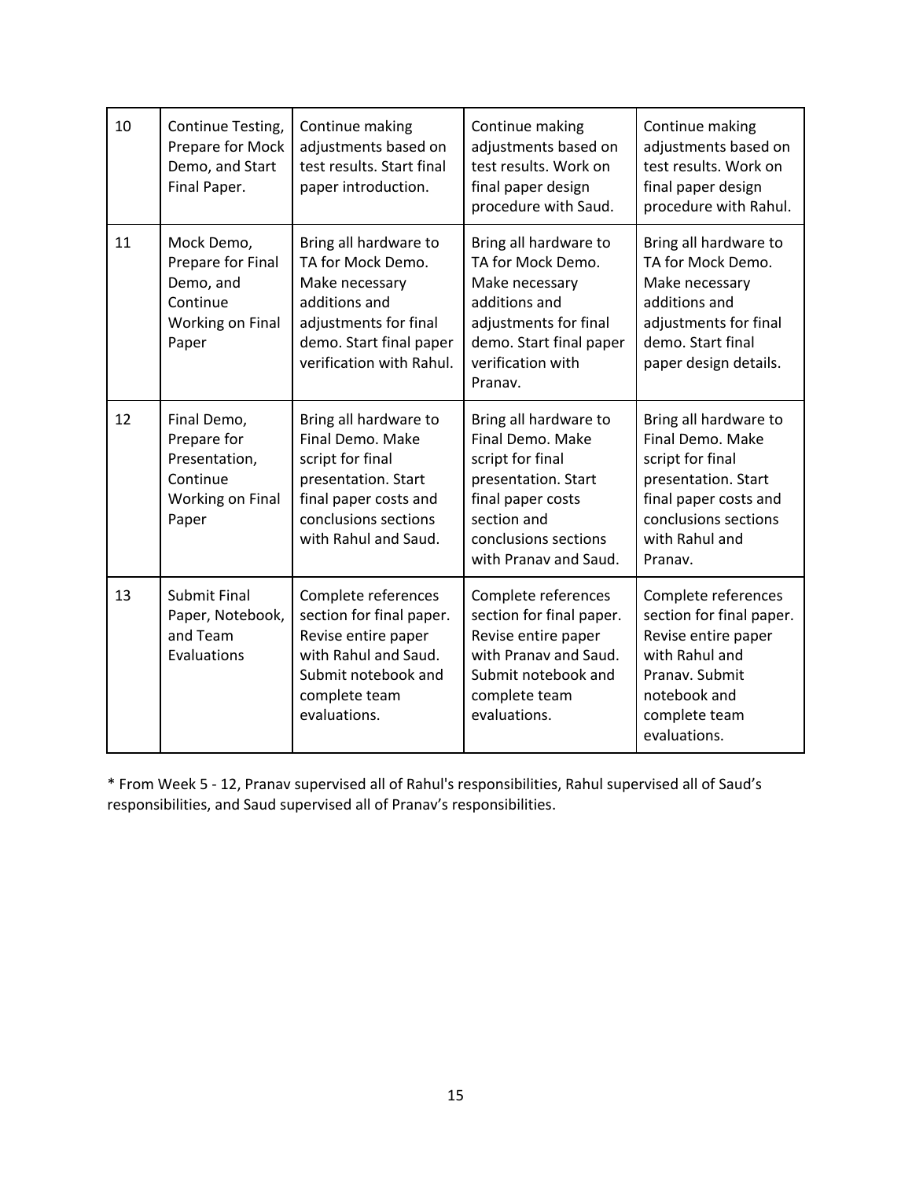| 10 | Continue Testing, Prepare for Mock Demo, and Start Final Paper. | Continue making adjustments based on test results. Start final paper introduction. | Continue making adjustments based on test results. Work on final paper design procedure with Saud. | Continue making adjustments based on test results. Work on final paper design procedure with Rahul. |
|---|---|---|---|---|
| 11 | Mock Demo, Prepare for Final Demo, and Continue Working on Final Paper | Bring all hardware to TA for Mock Demo. Make necessary additions and adjustments for final demo. Start final paper verification with Rahul. | Bring all hardware to TA for Mock Demo. Make necessary additions and adjustments for final demo. Start final paper verification with Pranav. | Bring all hardware to TA for Mock Demo. Make necessary additions and adjustments for final demo. Start final paper design details. |
| 12 | Final Demo, Prepare for Presentation, Continue Working on Final Paper | Bring all hardware to Final Demo. Make script for final presentation. Start final paper costs and conclusions sections with Rahul and Saud. | Bring all hardware to Final Demo. Make script for final presentation. Start final paper costs section and conclusions sections with Pranav and Saud. | Bring all hardware to Final Demo. Make script for final presentation. Start final paper costs and conclusions sections with Rahul and Pranav. |
| 13 | Submit Final Paper, Notebook, and Team Evaluations | Complete references section for final paper. Revise entire paper with Rahul and Saud. Submit notebook and complete team evaluations. | Complete references section for final paper. Revise entire paper with Pranav and Saud. Submit notebook and complete team evaluations. | Complete references section for final paper. Revise entire paper with Rahul and Pranav. Submit notebook and complete team evaluations. |

* From Week 5 - 12, Pranav supervised all of Rahul's responsibilities, Rahul supervised all of Saud's responsibilities, and Saud supervised all of Pranav's responsibilities.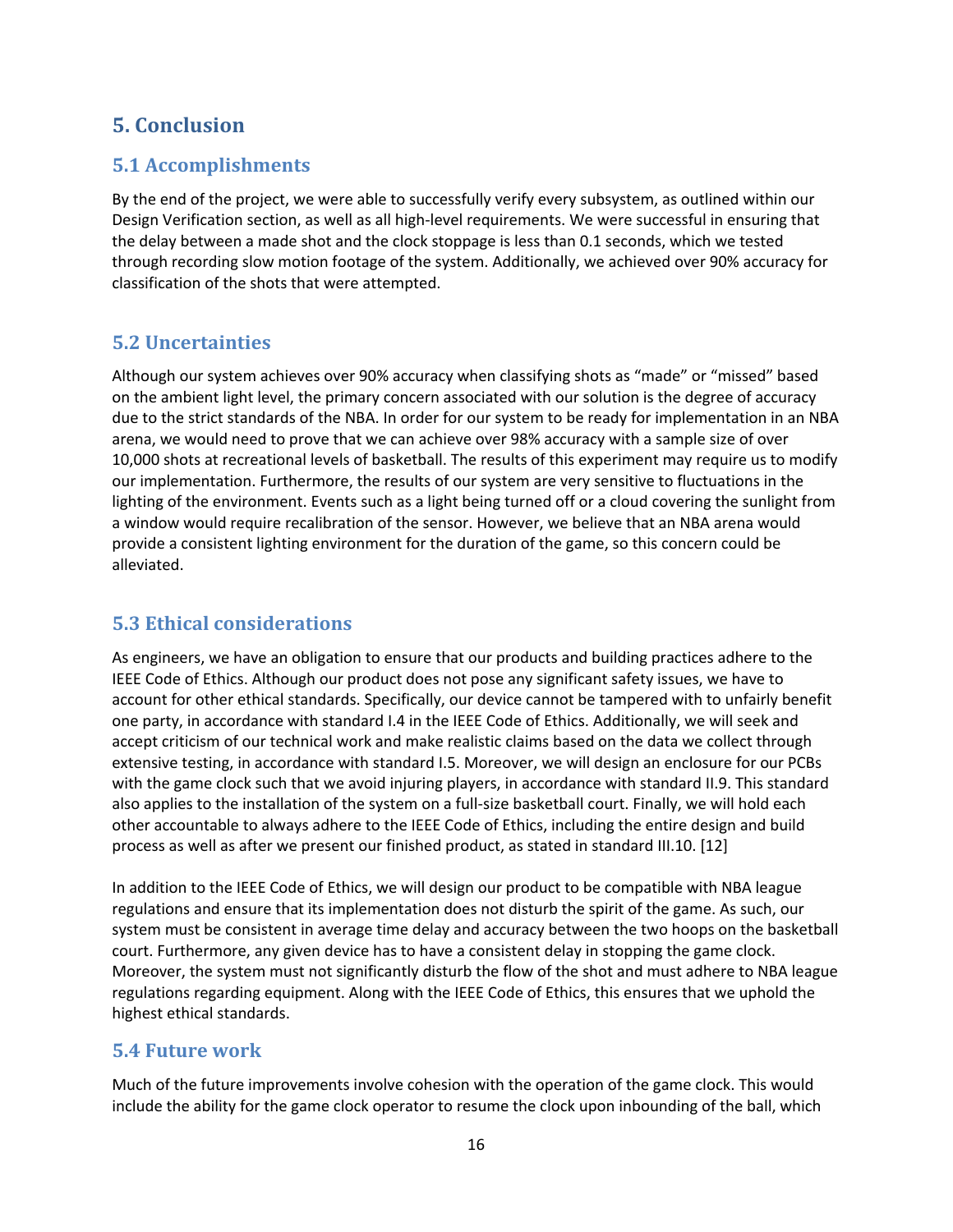# 5. Conclusion

## 5.1 Accomplishments

By the end of the project, we were able to successfully verify every subsystem, as outlined within our Design Verification section, as well as all high-level requirements. We were successful in ensuring that the delay between a made shot and the clock stoppage is less than 0.1 seconds, which we tested through recording slow motion footage of the system. Additionally, we achieved over 90% accuracy for classification of the shots that were attempted.

## 5.2 Uncertainties

Although our system achieves over 90% accuracy when classifying shots as "made" or "missed" based on the ambient light level, the primary concern associated with our solution is the degree of accuracy due to the strict standards of the NBA. In order for our system to be ready for implementation in an NBA arena, we would need to prove that we can achieve over 98% accuracy with a sample size of over 10,000 shots at recreational levels of basketball. The results of this experiment may require us to modify our implementation. Furthermore, the results of our system are very sensitive to fluctuations in the lighting of the environment. Events such as a light being turned off or a cloud covering the sunlight from a window would require recalibration of the sensor. However, we believe that an NBA arena would provide a consistent lighting environment for the duration of the game, so this concern could be alleviated.

## 5.3 Ethical considerations

As engineers, we have an obligation to ensure that our products and building practices adhere to the IEEE Code of Ethics. Although our product does not pose any significant safety issues, we have to account for other ethical standards. Specifically, our device cannot be tampered with to unfairly benefit one party, in accordance with standard I.4 in the IEEE Code of Ethics. Additionally, we will seek and accept criticism of our technical work and make realistic claims based on the data we collect through extensive testing, in accordance with standard I.5. Moreover, we will design an enclosure for our PCBs with the game clock such that we avoid injuring players, in accordance with standard II.9. This standard also applies to the installation of the system on a full-size basketball court. Finally, we will hold each other accountable to always adhere to the IEEE Code of Ethics, including the entire design and build process as well as after we present our finished product, as stated in standard III.10. [12]

In addition to the IEEE Code of Ethics, we will design our product to be compatible with NBA league regulations and ensure that its implementation does not disturb the spirit of the game. As such, our system must be consistent in average time delay and accuracy between the two hoops on the basketball court. Furthermore, any given device has to have a consistent delay in stopping the game clock. Moreover, the system must not significantly disturb the flow of the shot and must adhere to NBA league regulations regarding equipment. Along with the IEEE Code of Ethics, this ensures that we uphold the highest ethical standards.

## 5.4 Future work

Much of the future improvements involve cohesion with the operation of the game clock. This would include the ability for the game clock operator to resume the clock upon inbounding of the ball, which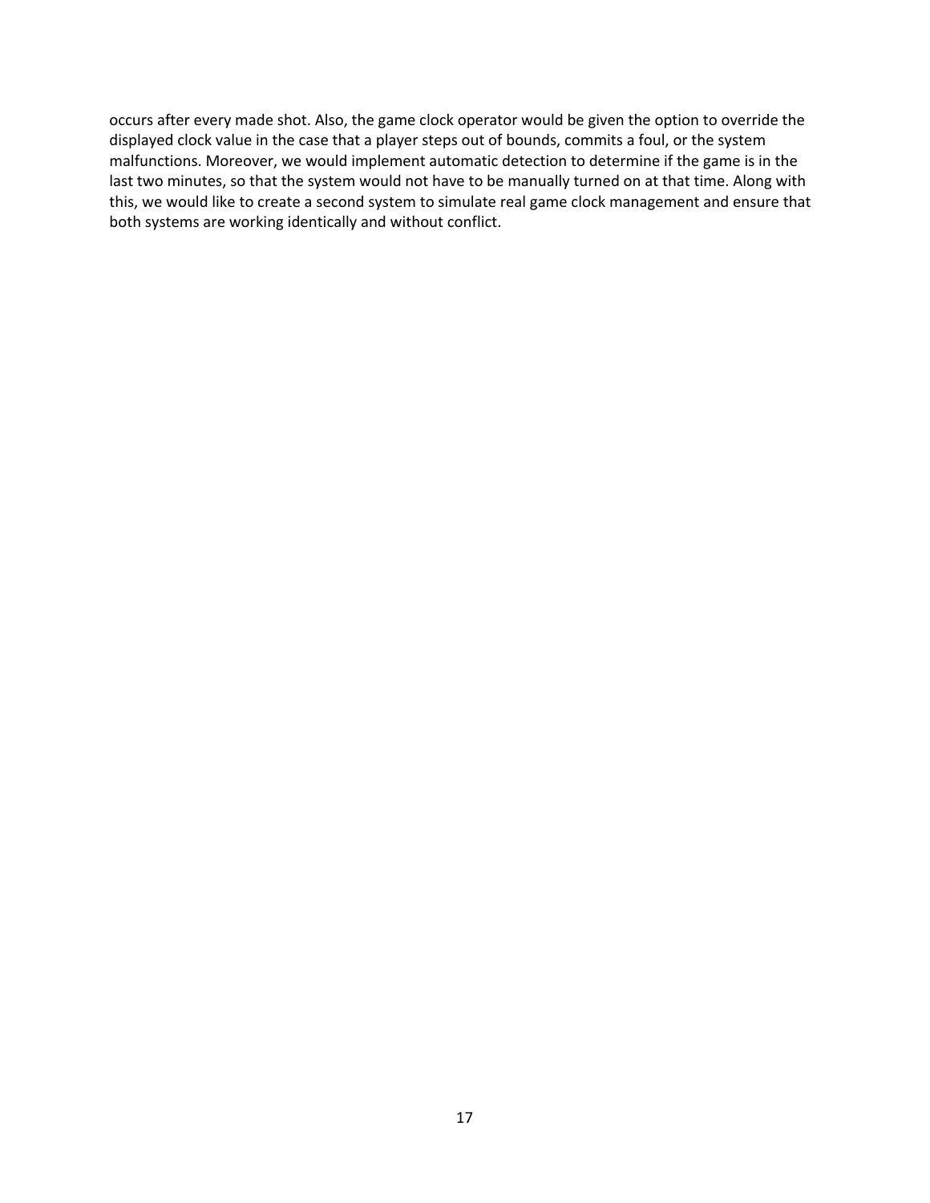occurs after every made shot. Also, the game clock operator would be given the option to override the displayed clock value in the case that a player steps out of bounds, commits a foul, or the system malfunctions. Moreover, we would implement automatic detection to determine if the game is in the last two minutes, so that the system would not have to be manually turned on at that time. Along with this, we would like to create a second system to simulate real game clock management and ensure that both systems are working identically and without conflict.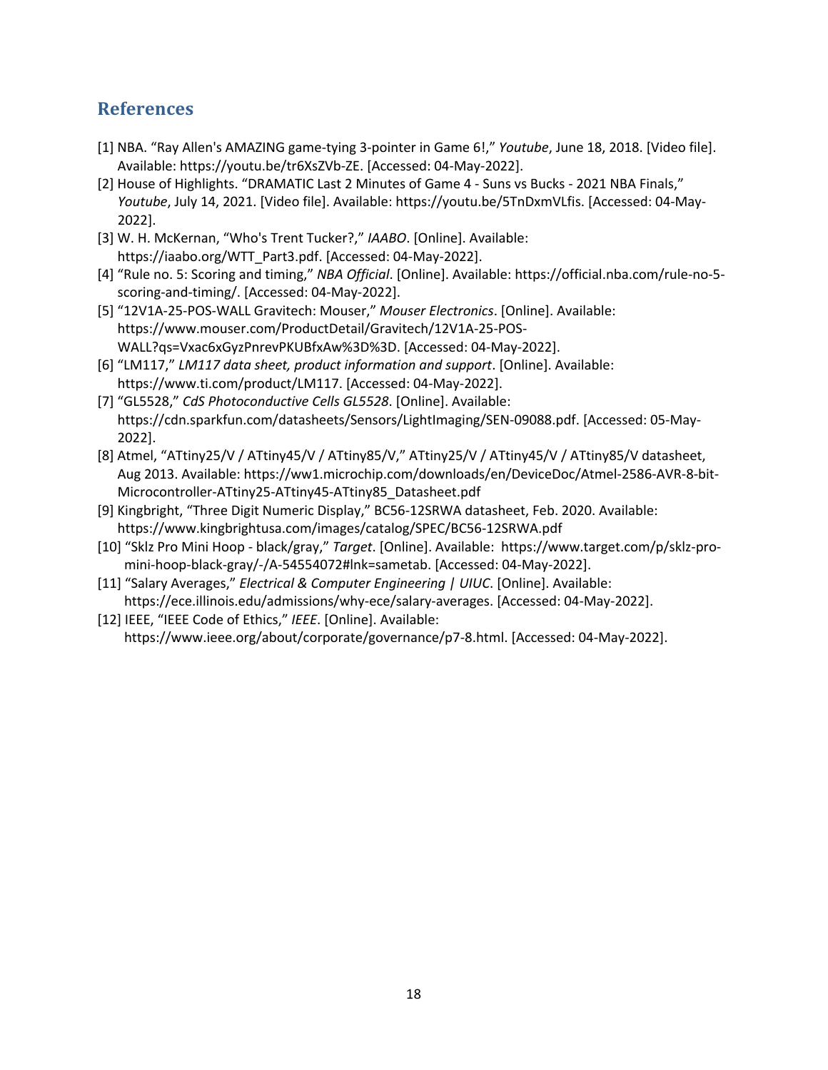## References

[1] NBA. “Ray Allen's AMAZING game-tying 3-pointer in Game 6!,” *Youtube*, June 18, 2018. [Video file]. Available: https://youtu.be/tr6XsZVb-ZE. [Accessed: 04-May-2022].

[2] House of Highlights. “DRAMATIC Last 2 Minutes of Game 4 - Suns vs Bucks - 2021 NBA Finals,” *Youtube*, July 14, 2021. [Video file]. Available: https://youtu.be/5TnDxmVLfis. [Accessed: 04-May-2022].

[3] W. H. McKernan, “Who's Trent Tucker?,” *IAABO*. [Online]. Available: https://iaabo.org/WTT_Part3.pdf. [Accessed: 04-May-2022].

[4] “Rule no. 5: Scoring and timing,” *NBA Official*. [Online]. Available: https://official.nba.com/rule-no-5-scoring-and-timing/. [Accessed: 04-May-2022].

[5] “12V1A-25-POS-WALL Gravitech: Mouser,” *Mouser Electronics*. [Online]. Available: https://www.mouser.com/ProductDetail/Gravitech/12V1A-25-POS-WALL?qs=Vxac6xGyzPnrevPKUBfxAw%3D%3D. [Accessed: 04-May-2022].

[6] “LM117,” *LM117 data sheet, product information and support*. [Online]. Available: https://www.ti.com/product/LM117. [Accessed: 04-May-2022].

[7] “GL5528,” *CdS Photoconductive Cells GL5528*. [Online]. Available: https://cdn.sparkfun.com/datasheets/Sensors/LightImaging/SEN-09088.pdf. [Accessed: 05-May-2022].

[8] Atmel, “ATtiny25/V / ATtiny45/V / ATtiny85/V,” ATtiny25/V / ATtiny45/V / ATtiny85/V datasheet, Aug 2013. Available: https://ww1.microchip.com/downloads/en/DeviceDoc/Atmel-2586-AVR-8-bit-Microcontroller-ATtiny25-ATtiny45-ATtiny85_Datasheet.pdf

[9] Kingbright, “Three Digit Numeric Display,” BC56-12SRWA datasheet, Feb. 2020. Available: https://www.kingbrightusa.com/images/catalog/SPEC/BC56-12SRWA.pdf

[10] “Sklz Pro Mini Hoop - black/gray,” *Target*. [Online]. Available: https://www.target.com/p/sklz-pro-mini-hoop-black-gray/-/A-54554072#lnk=sametab. [Accessed: 04-May-2022].

[11] “Salary Averages,” *Electrical & Computer Engineering | UIUC*. [Online]. Available: https://ece.illinois.edu/admissions/why-ece/salary-averages. [Accessed: 04-May-2022].

[12] IEEE, “IEEE Code of Ethics,” *IEEE*. [Online]. Available: https://www.ieee.org/about/corporate/governance/p7-8.html. [Accessed: 04-May-2022].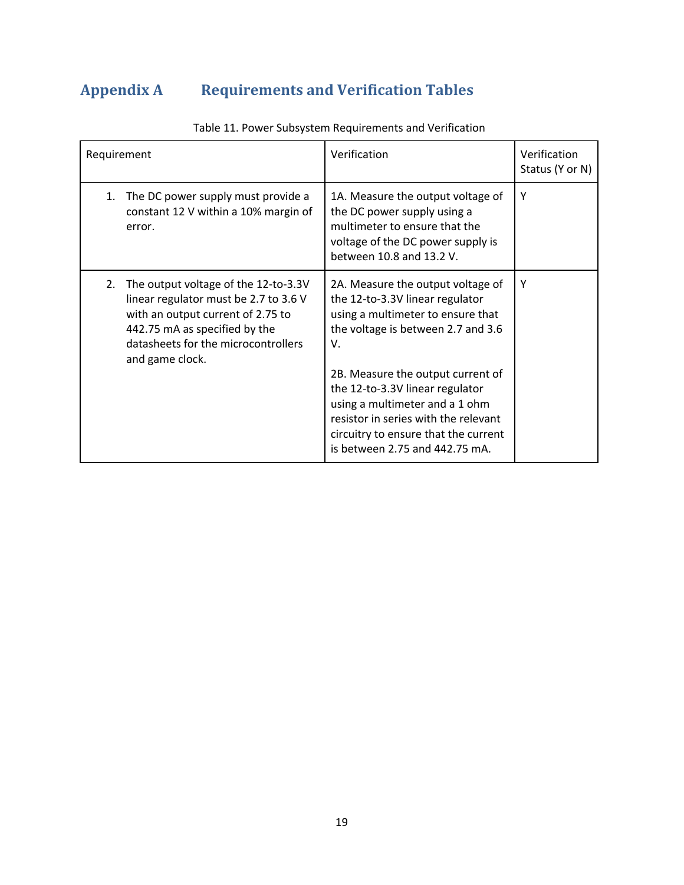# Appendix A Requirements and Verification Tables

Table 11. Power Subsystem Requirements and Verification

| Requirement | Verification | Verification Status (Y or N) |
|---|---|---|
| 1. The DC power supply must provide a constant 12 V within a 10% margin of error. | 1A. Measure the output voltage of the DC power supply using a multimeter to ensure that the voltage of the DC power supply is between 10.8 and 13.2 V. | Y |
| 2. The output voltage of the 12-to-3.3V linear regulator must be 2.7 to 3.6 V with an output current of 2.75 to 442.75 mA as specified by the datasheets for the microcontrollers and game clock. | 2A. Measure the output voltage of the 12-to-3.3V linear regulator using a multimeter to ensure that the voltage is between 2.7 and 3.6 V.<br><br>2B. Measure the output current of the 12-to-3.3V linear regulator using a multimeter and a 1 ohm resistor in series with the relevant circuitry to ensure that the current is between 2.75 and 442.75 mA. | Y |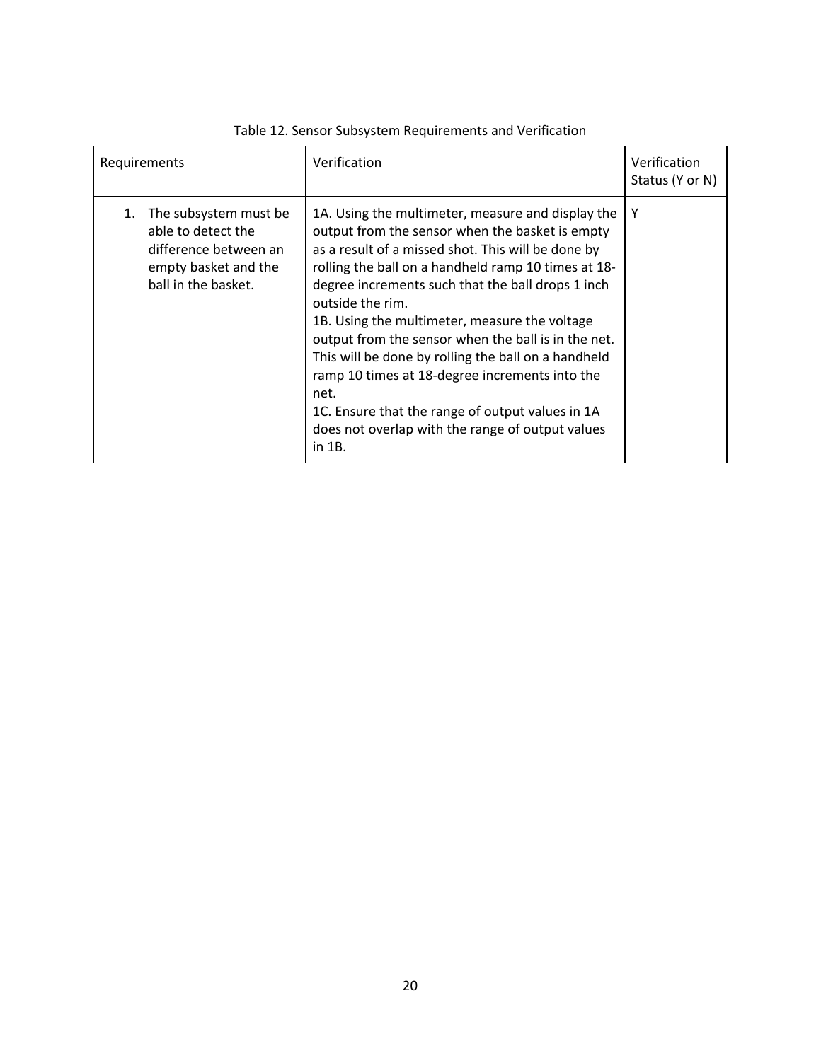Table 12. Sensor Subsystem Requirements and Verification

| Requirements | Verification | Verification Status (Y or N) |
|---|---|---|
| 1. The subsystem must be able to detect the difference between an empty basket and the ball in the basket. | 1A. Using the multimeter, measure and display the output from the sensor when the basket is empty as a result of a missed shot. This will be done by rolling the ball on a handheld ramp 10 times at 18-degree increments such that the ball drops 1 inch outside the rim.<br>1B. Using the multimeter, measure the voltage output from the sensor when the ball is in the net. This will be done by rolling the ball on a handheld ramp 10 times at 18-degree increments into the net.<br>1C. Ensure that the range of output values in 1A does not overlap with the range of output values in 1B. | Y |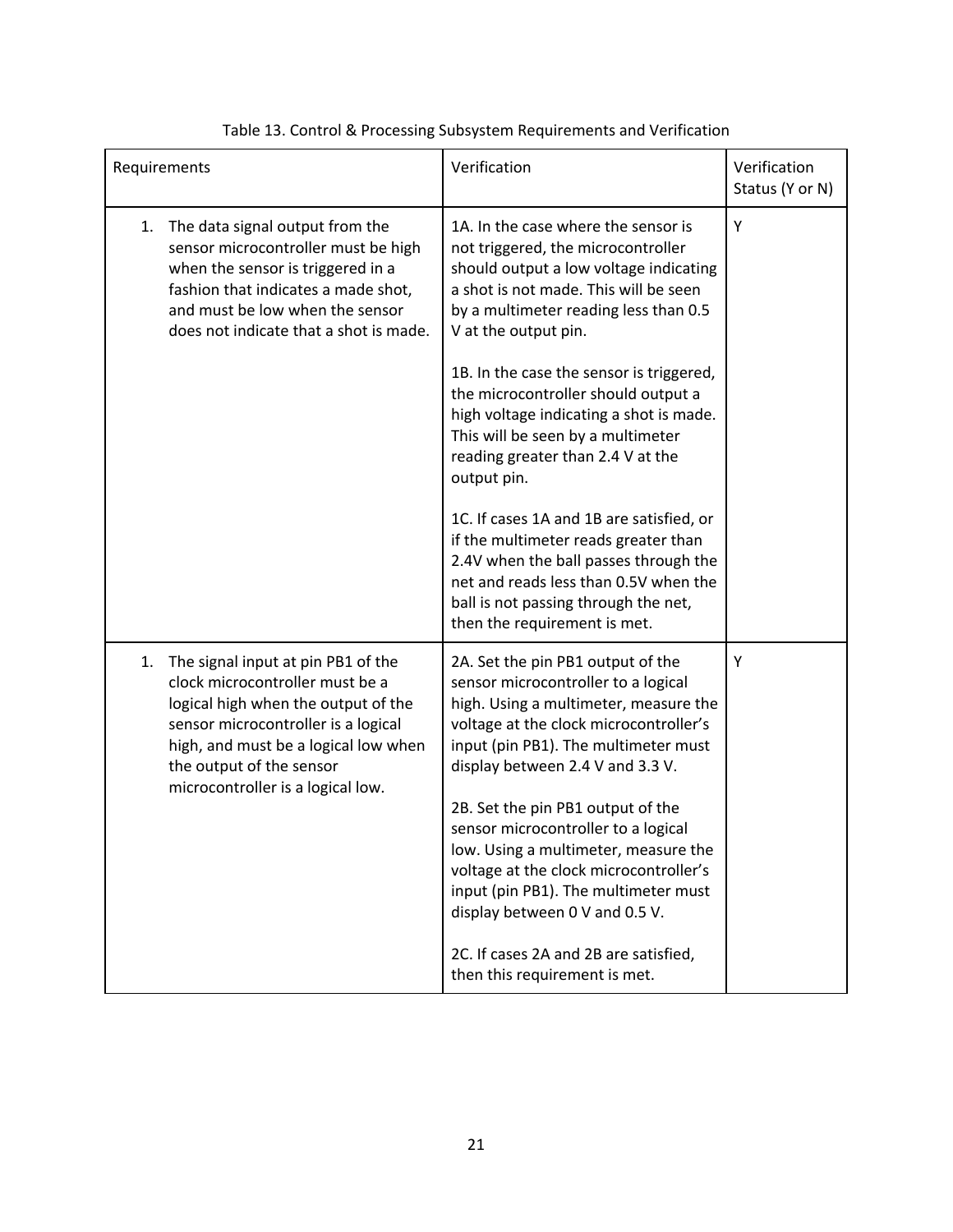Table 13. Control & Processing Subsystem Requirements and Verification

| Requirements | Verification | Verification Status (Y or N) |
|---|---|---|
| 1. The data signal output from the sensor microcontroller must be high when the sensor is triggered in a fashion that indicates a made shot, and must be low when the sensor does not indicate that a shot is made. | 1A. In the case where the sensor is not triggered, the microcontroller should output a low voltage indicating a shot is not made. This will be seen by a multimeter reading less than 0.5 V at the output pin.<br><br>1B. In the case the sensor is triggered, the microcontroller should output a high voltage indicating a shot is made. This will be seen by a multimeter reading greater than 2.4 V at the output pin.<br><br>1C. If cases 1A and 1B are satisfied, or if the multimeter reads greater than 2.4V when the ball passes through the net and reads less than 0.5V when the ball is not passing through the net, then the requirement is met. | Y |
| 1. The signal input at pin PB1 of the clock microcontroller must be a logical high when the output of the sensor microcontroller is a logical high, and must be a logical low when the output of the sensor microcontroller is a logical low. | 2A. Set the pin PB1 output of the sensor microcontroller to a logical high. Using a multimeter, measure the voltage at the clock microcontroller's input (pin PB1). The multimeter must display between 2.4 V and 3.3 V.<br><br>2B. Set the pin PB1 output of the sensor microcontroller to a logical low. Using a multimeter, measure the voltage at the clock microcontroller's input (pin PB1). The multimeter must display between 0 V and 0.5 V.<br><br>2C. If cases 2A and 2B are satisfied, then this requirement is met. | Y |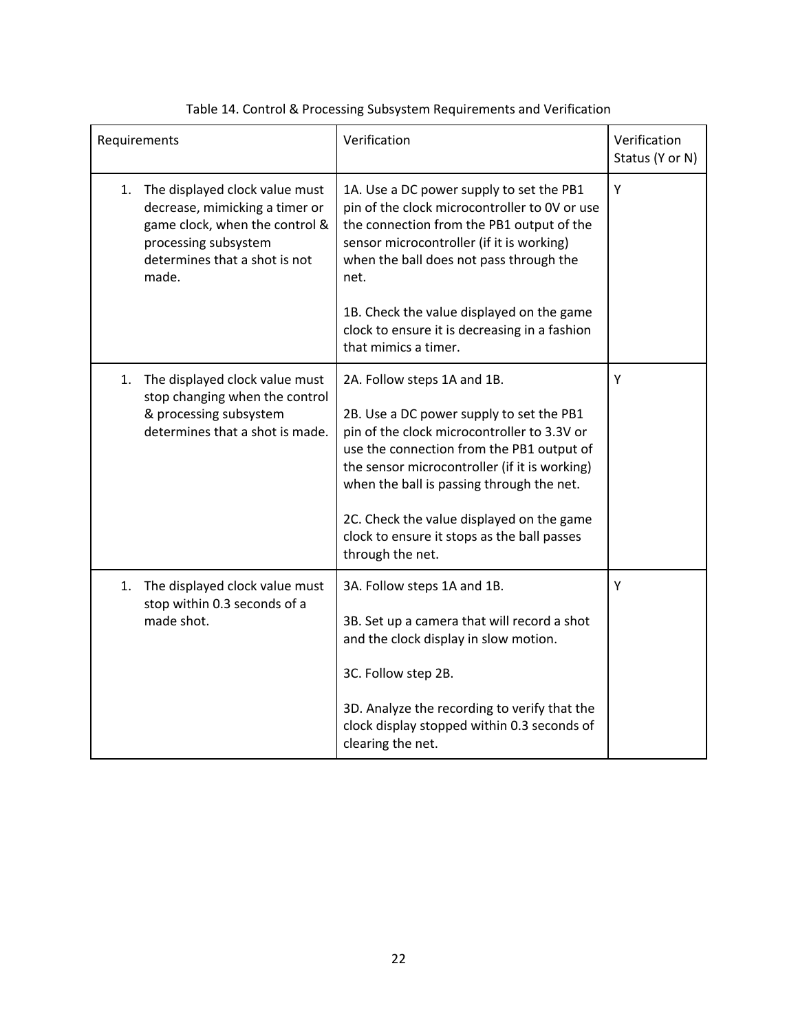Table 14. Control & Processing Subsystem Requirements and Verification

| Requirements | Verification | Verification Status (Y or N) |
| --- | --- | --- |
| 1. The displayed clock value must decrease, mimicking a timer or game clock, when the control & processing subsystem determines that a shot is not made. | 1A. Use a DC power supply to set the PB1 pin of the clock microcontroller to 0V or use the connection from the PB1 output of the sensor microcontroller (if it is working) when the ball does not pass through the net.<br><br>1B. Check the value displayed on the game clock to ensure it is decreasing in a fashion that mimics a timer. | Y |
| 1. The displayed clock value must stop changing when the control & processing subsystem determines that a shot is made. | 2A. Follow steps 1A and 1B.<br><br>2B. Use a DC power supply to set the PB1 pin of the clock microcontroller to 3.3V or use the connection from the PB1 output of the sensor microcontroller (if it is working) when the ball is passing through the net.<br><br>2C. Check the value displayed on the game clock to ensure it stops as the ball passes through the net. | Y |
| 1. The displayed clock value must stop within 0.3 seconds of a made shot. | 3A. Follow steps 1A and 1B.<br><br>3B. Set up a camera that will record a shot and the clock display in slow motion.<br><br>3C. Follow step 2B.<br><br>3D. Analyze the recording to verify that the clock display stopped within 0.3 seconds of clearing the net. | Y |